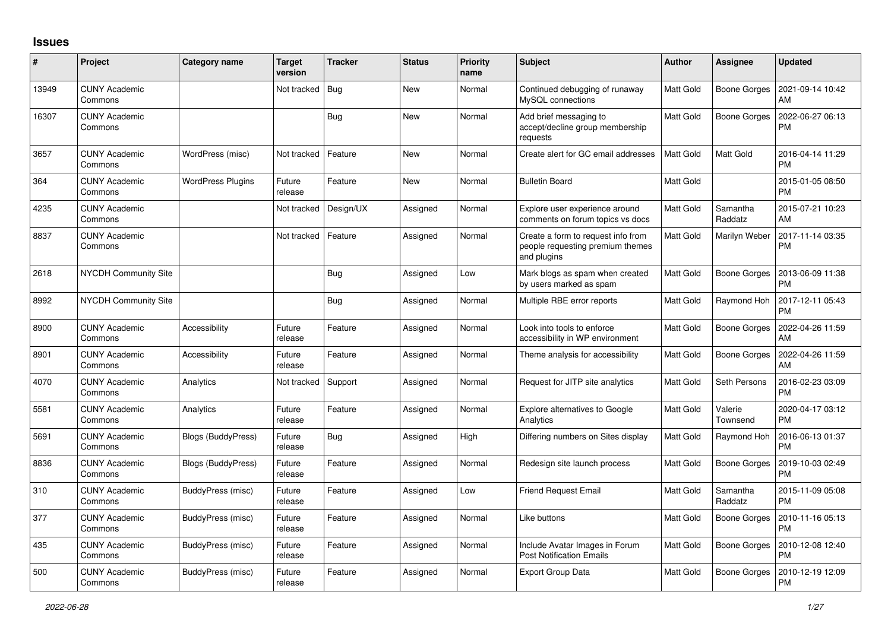# Issues

| # | Project | Category name | Target version | Tracker | Status | Priority name | Subject | Author | Assignee | Updated |
|---|---|---|---|---|---|---|---|---|---|---|
| 13949 | CUNY Academic Commons | | Not tracked | Bug | New | Normal | Continued debugging of runaway MySQL connections | Matt Gold | Boone Gorges | 2021-09-14 10:42 AM |
| 16307 | CUNY Academic Commons | | | Bug | New | Normal | Add brief messaging to accept/decline group membership requests | Matt Gold | Boone Gorges | 2022-06-27 06:13 PM |
| 3657 | CUNY Academic Commons | WordPress (misc) | Not tracked | Feature | New | Normal | Create alert for GC email addresses | Matt Gold | Matt Gold | 2016-04-14 11:29 PM |
| 364 | CUNY Academic Commons | WordPress Plugins | Future release | Feature | New | Normal | Bulletin Board | Matt Gold | | 2015-01-05 08:50 PM |
| 4235 | CUNY Academic Commons | | Not tracked | Design/UX | Assigned | Normal | Explore user experience around comments on forum topics vs docs | Matt Gold | Samantha Raddatz | 2015-07-21 10:23 AM |
| 8837 | CUNY Academic Commons | | Not tracked | Feature | Assigned | Normal | Create a form to request info from people requesting premium themes and plugins | Matt Gold | Marilyn Weber | 2017-11-14 03:35 PM |
| 2618 | NYCDH Community Site | | | Bug | Assigned | Low | Mark blogs as spam when created by users marked as spam | Matt Gold | Boone Gorges | 2013-06-09 11:38 PM |
| 8992 | NYCDH Community Site | | | Bug | Assigned | Normal | Multiple RBE error reports | Matt Gold | Raymond Hoh | 2017-12-11 05:43 PM |
| 8900 | CUNY Academic Commons | Accessibility | Future release | Feature | Assigned | Normal | Look into tools to enforce accessibility in WP environment | Matt Gold | Boone Gorges | 2022-04-26 11:59 AM |
| 8901 | CUNY Academic Commons | Accessibility | Future release | Feature | Assigned | Normal | Theme analysis for accessibility | Matt Gold | Boone Gorges | 2022-04-26 11:59 AM |
| 4070 | CUNY Academic Commons | Analytics | Not tracked | Support | Assigned | Normal | Request for JITP site analytics | Matt Gold | Seth Persons | 2016-02-23 03:09 PM |
| 5581 | CUNY Academic Commons | Analytics | Future release | Feature | Assigned | Normal | Explore alternatives to Google Analytics | Matt Gold | Valerie Townsend | 2020-04-17 03:12 PM |
| 5691 | CUNY Academic Commons | Blogs (BuddyPress) | Future release | Bug | Assigned | High | Differing numbers on Sites display | Matt Gold | Raymond Hoh | 2016-06-13 01:37 PM |
| 8836 | CUNY Academic Commons | Blogs (BuddyPress) | Future release | Feature | Assigned | Normal | Redesign site launch process | Matt Gold | Boone Gorges | 2019-10-03 02:49 PM |
| 310 | CUNY Academic Commons | BuddyPress (misc) | Future release | Feature | Assigned | Low | Friend Request Email | Matt Gold | Samantha Raddatz | 2015-11-09 05:08 PM |
| 377 | CUNY Academic Commons | BuddyPress (misc) | Future release | Feature | Assigned | Normal | Like buttons | Matt Gold | Boone Gorges | 2010-11-16 05:13 PM |
| 435 | CUNY Academic Commons | BuddyPress (misc) | Future release | Feature | Assigned | Normal | Include Avatar Images in Forum Post Notification Emails | Matt Gold | Boone Gorges | 2010-12-08 12:40 PM |
| 500 | CUNY Academic Commons | BuddyPress (misc) | Future release | Feature | Assigned | Normal | Export Group Data | Matt Gold | Boone Gorges | 2010-12-19 12:09 PM |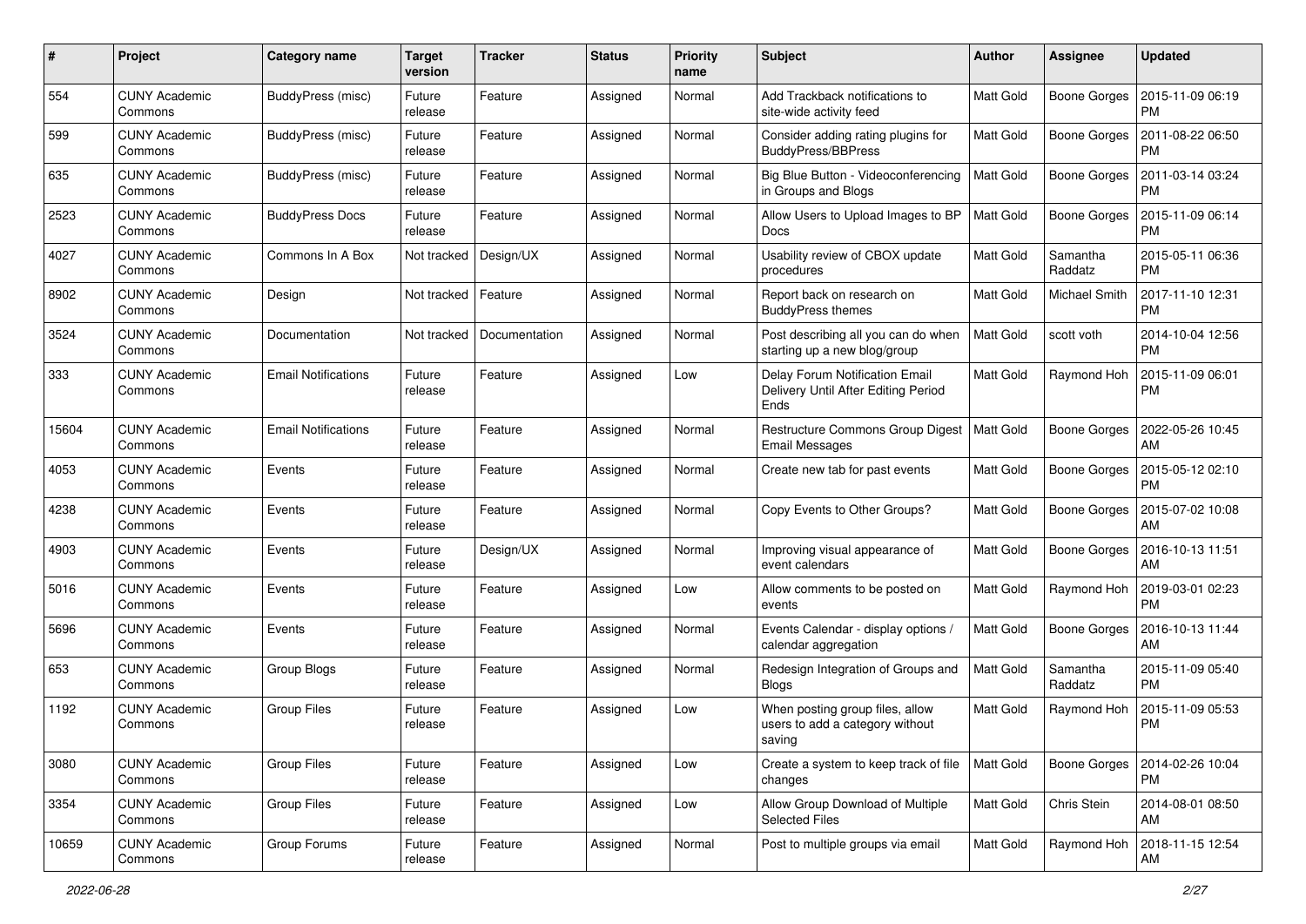| # | Project | Category name | Target version | Tracker | Status | Priority name | Subject | Author | Assignee | Updated |
|---|---|---|---|---|---|---|---|---|---|---|
| 554 | CUNY Academic Commons | BuddyPress (misc) | Future release | Feature | Assigned | Normal | Add Trackback notifications to site-wide activity feed | Matt Gold | Boone Gorges | 2015-11-09 06:19 PM |
| 599 | CUNY Academic Commons | BuddyPress (misc) | Future release | Feature | Assigned | Normal | Consider adding rating plugins for BuddyPress/BBPress | Matt Gold | Boone Gorges | 2011-08-22 06:50 PM |
| 635 | CUNY Academic Commons | BuddyPress (misc) | Future release | Feature | Assigned | Normal | Big Blue Button - Videoconferencing in Groups and Blogs | Matt Gold | Boone Gorges | 2011-03-14 03:24 PM |
| 2523 | CUNY Academic Commons | BuddyPress Docs | Future release | Feature | Assigned | Normal | Allow Users to Upload Images to BP Docs | Matt Gold | Boone Gorges | 2015-11-09 06:14 PM |
| 4027 | CUNY Academic Commons | Commons In A Box | Not tracked | Design/UX | Assigned | Normal | Usability review of CBOX update procedures | Matt Gold | Samantha Raddatz | 2015-05-11 06:36 PM |
| 8902 | CUNY Academic Commons | Design | Not tracked | Feature | Assigned | Normal | Report back on research on BuddyPress themes | Matt Gold | Michael Smith | 2017-11-10 12:31 PM |
| 3524 | CUNY Academic Commons | Documentation | Not tracked | Documentation | Assigned | Normal | Post describing all you can do when starting up a new blog/group | Matt Gold | scott voth | 2014-10-04 12:56 PM |
| 333 | CUNY Academic Commons | Email Notifications | Future release | Feature | Assigned | Low | Delay Forum Notification Email Delivery Until After Editing Period Ends | Matt Gold | Raymond Hoh | 2015-11-09 06:01 PM |
| 15604 | CUNY Academic Commons | Email Notifications | Future release | Feature | Assigned | Normal | Restructure Commons Group Digest Email Messages | Matt Gold | Boone Gorges | 2022-05-26 10:45 AM |
| 4053 | CUNY Academic Commons | Events | Future release | Feature | Assigned | Normal | Create new tab for past events | Matt Gold | Boone Gorges | 2015-05-12 02:10 PM |
| 4238 | CUNY Academic Commons | Events | Future release | Feature | Assigned | Normal | Copy Events to Other Groups? | Matt Gold | Boone Gorges | 2015-07-02 10:08 AM |
| 4903 | CUNY Academic Commons | Events | Future release | Design/UX | Assigned | Normal | Improving visual appearance of event calendars | Matt Gold | Boone Gorges | 2016-10-13 11:51 AM |
| 5016 | CUNY Academic Commons | Events | Future release | Feature | Assigned | Low | Allow comments to be posted on events | Matt Gold | Raymond Hoh | 2019-03-01 02:23 PM |
| 5696 | CUNY Academic Commons | Events | Future release | Feature | Assigned | Normal | Events Calendar - display options / calendar aggregation | Matt Gold | Boone Gorges | 2016-10-13 11:44 AM |
| 653 | CUNY Academic Commons | Group Blogs | Future release | Feature | Assigned | Normal | Redesign Integration of Groups and Blogs | Matt Gold | Samantha Raddatz | 2015-11-09 05:40 PM |
| 1192 | CUNY Academic Commons | Group Files | Future release | Feature | Assigned | Low | When posting group files, allow users to add a category without saving | Matt Gold | Raymond Hoh | 2015-11-09 05:53 PM |
| 3080 | CUNY Academic Commons | Group Files | Future release | Feature | Assigned | Low | Create a system to keep track of file changes | Matt Gold | Boone Gorges | 2014-02-26 10:04 PM |
| 3354 | CUNY Academic Commons | Group Files | Future release | Feature | Assigned | Low | Allow Group Download of Multiple Selected Files | Matt Gold | Chris Stein | 2014-08-01 08:50 AM |
| 10659 | CUNY Academic Commons | Group Forums | Future release | Feature | Assigned | Normal | Post to multiple groups via email | Matt Gold | Raymond Hoh | 2018-11-15 12:54 AM |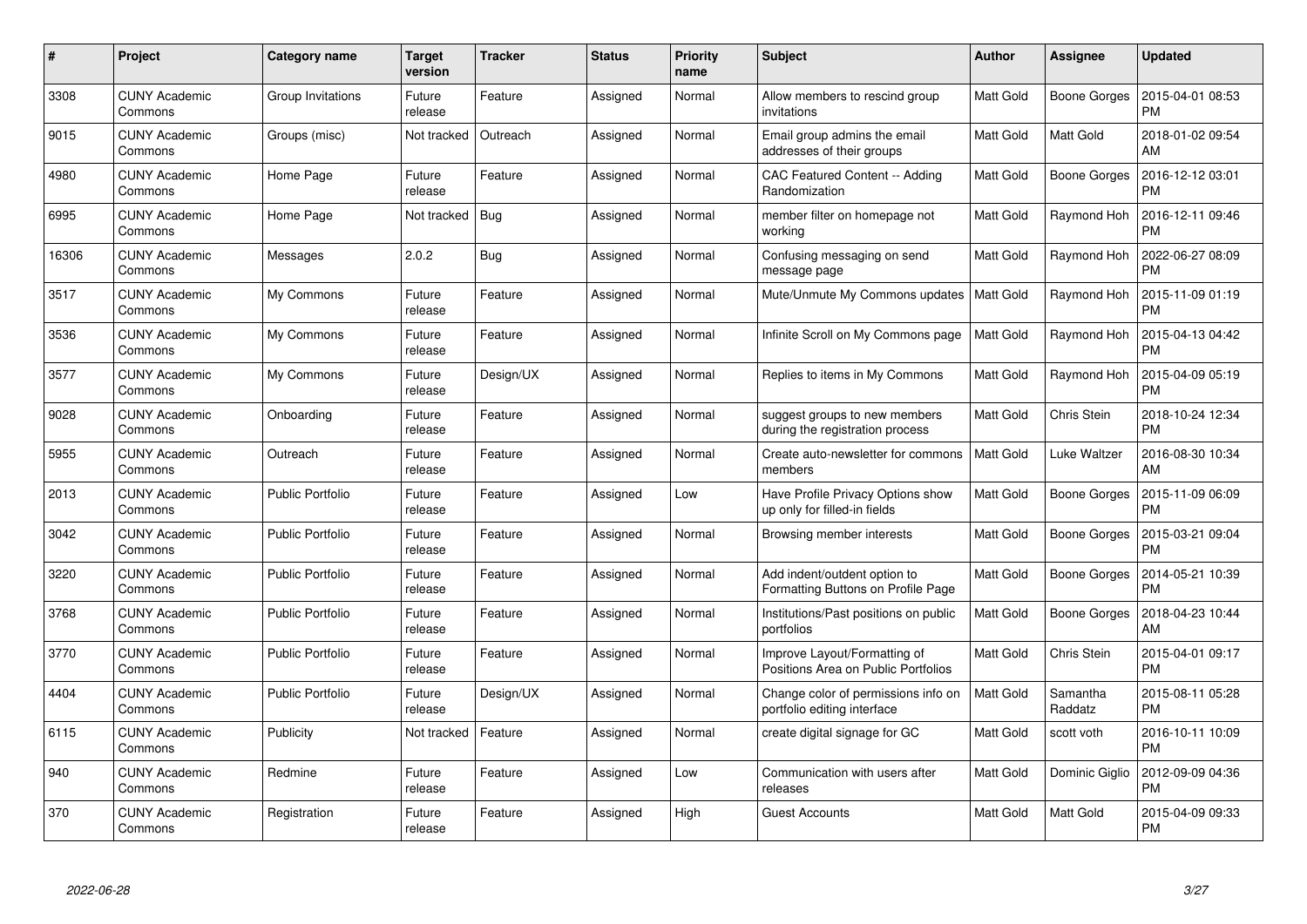| # | Project | Category name | Target version | Tracker | Status | Priority name | Subject | Author | Assignee | Updated |
|---|---|---|---|---|---|---|---|---|---|---|
| 3308 | CUNY Academic Commons | Group Invitations | Future release | Feature | Assigned | Normal | Allow members to rescind group invitations | Matt Gold | Boone Gorges | 2015-04-01 08:53 PM |
| 9015 | CUNY Academic Commons | Groups (misc) | Not tracked | Outreach | Assigned | Normal | Email group admins the email addresses of their groups | Matt Gold | Matt Gold | 2018-01-02 09:54 AM |
| 4980 | CUNY Academic Commons | Home Page | Future release | Feature | Assigned | Normal | CAC Featured Content -- Adding Randomization | Matt Gold | Boone Gorges | 2016-12-12 03:01 PM |
| 6995 | CUNY Academic Commons | Home Page | Not tracked | Bug | Assigned | Normal | member filter on homepage not working | Matt Gold | Raymond Hoh | 2016-12-11 09:46 PM |
| 16306 | CUNY Academic Commons | Messages | 2.0.2 | Bug | Assigned | Normal | Confusing messaging on send message page | Matt Gold | Raymond Hoh | 2022-06-27 08:09 PM |
| 3517 | CUNY Academic Commons | My Commons | Future release | Feature | Assigned | Normal | Mute/Unmute My Commons updates | Matt Gold | Raymond Hoh | 2015-11-09 01:19 PM |
| 3536 | CUNY Academic Commons | My Commons | Future release | Feature | Assigned | Normal | Infinite Scroll on My Commons page | Matt Gold | Raymond Hoh | 2015-04-13 04:42 PM |
| 3577 | CUNY Academic Commons | My Commons | Future release | Design/UX | Assigned | Normal | Replies to items in My Commons | Matt Gold | Raymond Hoh | 2015-04-09 05:19 PM |
| 9028 | CUNY Academic Commons | Onboarding | Future release | Feature | Assigned | Normal | suggest groups to new members during the registration process | Matt Gold | Chris Stein | 2018-10-24 12:34 PM |
| 5955 | CUNY Academic Commons | Outreach | Future release | Feature | Assigned | Normal | Create auto-newsletter for commons members | Matt Gold | Luke Waltzer | 2016-08-30 10:34 AM |
| 2013 | CUNY Academic Commons | Public Portfolio | Future release | Feature | Assigned | Low | Have Profile Privacy Options show up only for filled-in fields | Matt Gold | Boone Gorges | 2015-11-09 06:09 PM |
| 3042 | CUNY Academic Commons | Public Portfolio | Future release | Feature | Assigned | Normal | Browsing member interests | Matt Gold | Boone Gorges | 2015-03-21 09:04 PM |
| 3220 | CUNY Academic Commons | Public Portfolio | Future release | Feature | Assigned | Normal | Add indent/outdent option to Formatting Buttons on Profile Page | Matt Gold | Boone Gorges | 2014-05-21 10:39 PM |
| 3768 | CUNY Academic Commons | Public Portfolio | Future release | Feature | Assigned | Normal | Institutions/Past positions on public portfolios | Matt Gold | Boone Gorges | 2018-04-23 10:44 AM |
| 3770 | CUNY Academic Commons | Public Portfolio | Future release | Feature | Assigned | Normal | Improve Layout/Formatting of Positions Area on Public Portfolios | Matt Gold | Chris Stein | 2015-04-01 09:17 PM |
| 4404 | CUNY Academic Commons | Public Portfolio | Future release | Design/UX | Assigned | Normal | Change color of permissions info on portfolio editing interface | Matt Gold | Samantha Raddatz | 2015-08-11 05:28 PM |
| 6115 | CUNY Academic Commons | Publicity | Not tracked | Feature | Assigned | Normal | create digital signage for GC | Matt Gold | scott voth | 2016-10-11 10:09 PM |
| 940 | CUNY Academic Commons | Redmine | Future release | Feature | Assigned | Low | Communication with users after releases | Matt Gold | Dominic Giglio | 2012-09-09 04:36 PM |
| 370 | CUNY Academic Commons | Registration | Future release | Feature | Assigned | High | Guest Accounts | Matt Gold | Matt Gold | 2015-04-09 09:33 PM |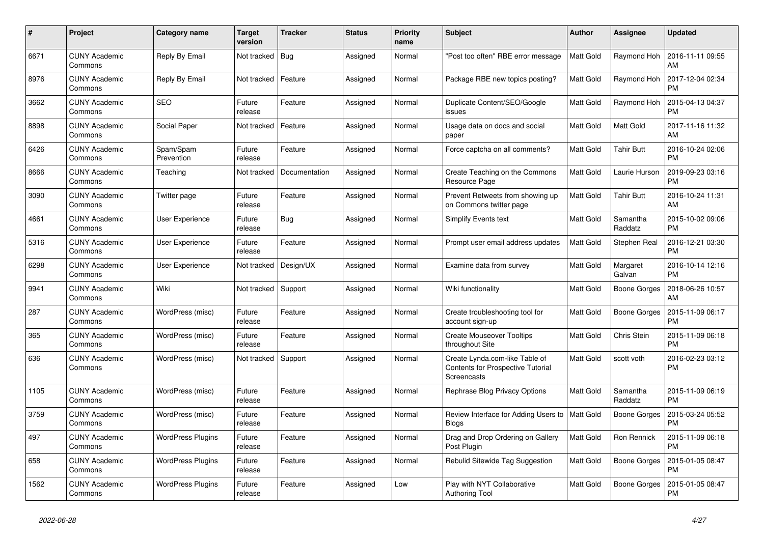| # | Project | Category name | Target version | Tracker | Status | Priority name | Subject | Author | Assignee | Updated |
|---|---|---|---|---|---|---|---|---|---|---|
| 6671 | CUNY Academic Commons | Reply By Email | Not tracked | Bug | Assigned | Normal | "Post too often" RBE error message | Matt Gold | Raymond Hoh | 2016-11-11 09:55 AM |
| 8976 | CUNY Academic Commons | Reply By Email | Not tracked | Feature | Assigned | Normal | Package RBE new topics posting? | Matt Gold | Raymond Hoh | 2017-12-04 02:34 PM |
| 3662 | CUNY Academic Commons | SEO | Future release | Feature | Assigned | Normal | Duplicate Content/SEO/Google issues | Matt Gold | Raymond Hoh | 2015-04-13 04:37 PM |
| 8898 | CUNY Academic Commons | Social Paper | Not tracked | Feature | Assigned | Normal | Usage data on docs and social paper | Matt Gold | Matt Gold | 2017-11-16 11:32 AM |
| 6426 | CUNY Academic Commons | Spam/Spam Prevention | Future release | Feature | Assigned | Normal | Force captcha on all comments? | Matt Gold | Tahir Butt | 2016-10-24 02:06 PM |
| 8666 | CUNY Academic Commons | Teaching | Not tracked | Documentation | Assigned | Normal | Create Teaching on the Commons Resource Page | Matt Gold | Laurie Hurson | 2019-09-23 03:16 PM |
| 3090 | CUNY Academic Commons | Twitter page | Future release | Feature | Assigned | Normal | Prevent Retweets from showing up on Commons twitter page | Matt Gold | Tahir Butt | 2016-10-24 11:31 AM |
| 4661 | CUNY Academic Commons | User Experience | Future release | Bug | Assigned | Normal | Simplify Events text | Matt Gold | Samantha Raddatz | 2015-10-02 09:06 PM |
| 5316 | CUNY Academic Commons | User Experience | Future release | Feature | Assigned | Normal | Prompt user email address updates | Matt Gold | Stephen Real | 2016-12-21 03:30 PM |
| 6298 | CUNY Academic Commons | User Experience | Not tracked | Design/UX | Assigned | Normal | Examine data from survey | Matt Gold | Margaret Galvan | 2016-10-14 12:16 PM |
| 9941 | CUNY Academic Commons | Wiki | Not tracked | Support | Assigned | Normal | Wiki functionality | Matt Gold | Boone Gorges | 2018-06-26 10:57 AM |
| 287 | CUNY Academic Commons | WordPress (misc) | Future release | Feature | Assigned | Normal | Create troubleshooting tool for account sign-up | Matt Gold | Boone Gorges | 2015-11-09 06:17 PM |
| 365 | CUNY Academic Commons | WordPress (misc) | Future release | Feature | Assigned | Normal | Create Mouseover Tooltips throughout Site | Matt Gold | Chris Stein | 2015-11-09 06:18 PM |
| 636 | CUNY Academic Commons | WordPress (misc) | Not tracked | Support | Assigned | Normal | Create Lynda.com-like Table of Contents for Prospective Tutorial Screencasts | Matt Gold | scott voth | 2016-02-23 03:12 PM |
| 1105 | CUNY Academic Commons | WordPress (misc) | Future release | Feature | Assigned | Normal | Rephrase Blog Privacy Options | Matt Gold | Samantha Raddatz | 2015-11-09 06:19 PM |
| 3759 | CUNY Academic Commons | WordPress (misc) | Future release | Feature | Assigned | Normal | Review Interface for Adding Users to Blogs | Matt Gold | Boone Gorges | 2015-03-24 05:52 PM |
| 497 | CUNY Academic Commons | WordPress Plugins | Future release | Feature | Assigned | Normal | Drag and Drop Ordering on Gallery Post Plugin | Matt Gold | Ron Rennick | 2015-11-09 06:18 PM |
| 658 | CUNY Academic Commons | WordPress Plugins | Future release | Feature | Assigned | Normal | Rebulid Sitewide Tag Suggestion | Matt Gold | Boone Gorges | 2015-01-05 08:47 PM |
| 1562 | CUNY Academic Commons | WordPress Plugins | Future release | Feature | Assigned | Low | Play with NYT Collaborative Authoring Tool | Matt Gold | Boone Gorges | 2015-01-05 08:47 PM |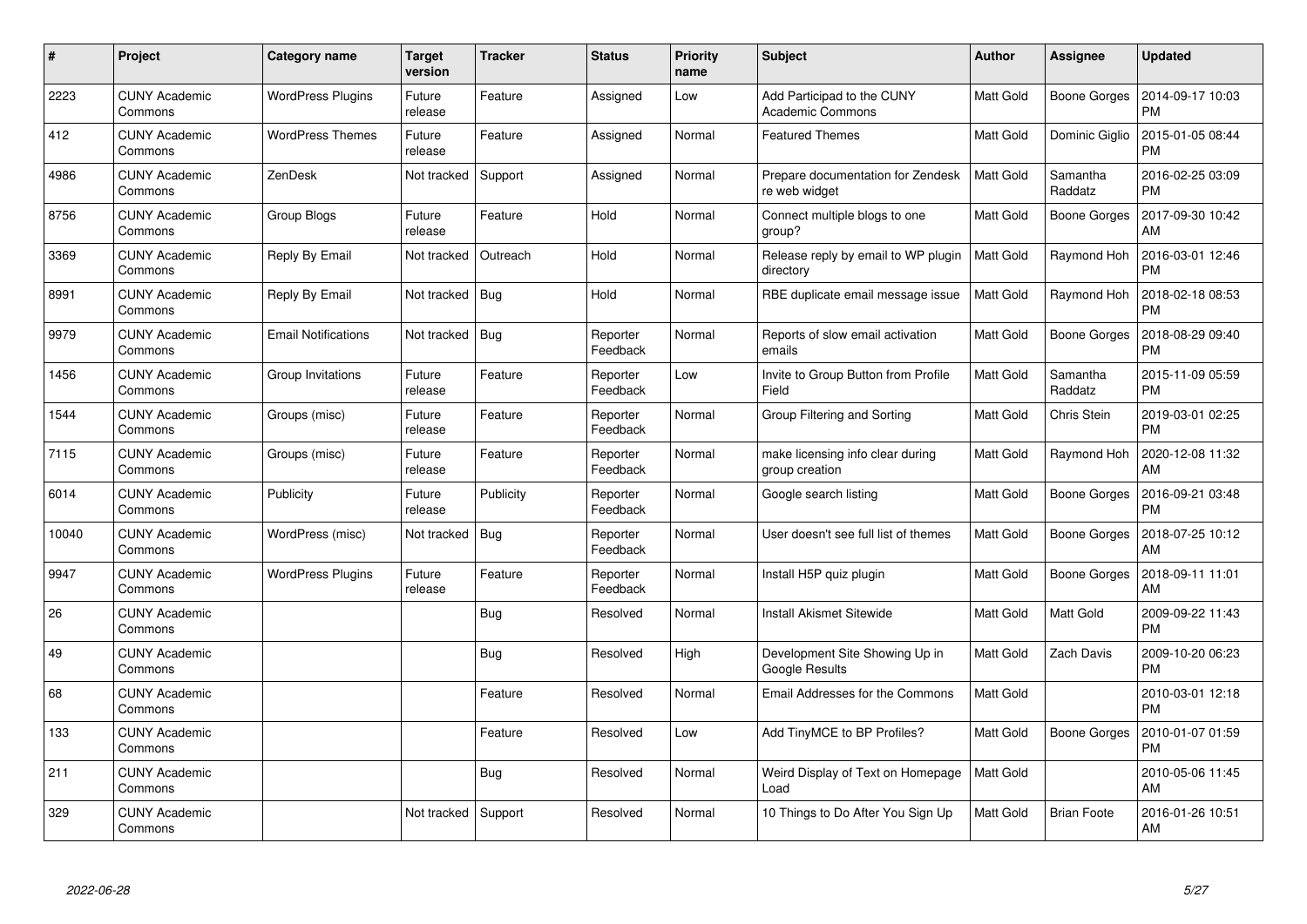| # | Project | Category name | Target version | Tracker | Status | Priority name | Subject | Author | Assignee | Updated |
|---|---|---|---|---|---|---|---|---|---|---|
| 2223 | CUNY Academic Commons | WordPress Plugins | Future release | Feature | Assigned | Low | Add Participad to the CUNY Academic Commons | Matt Gold | Boone Gorges | 2014-09-17 10:03 PM |
| 412 | CUNY Academic Commons | WordPress Themes | Future release | Feature | Assigned | Normal | Featured Themes | Matt Gold | Dominic Giglio | 2015-01-05 08:44 PM |
| 4986 | CUNY Academic Commons | ZenDesk | Not tracked | Support | Assigned | Normal | Prepare documentation for Zendesk re web widget | Matt Gold | Samantha Raddatz | 2016-02-25 03:09 PM |
| 8756 | CUNY Academic Commons | Group Blogs | Future release | Feature | Hold | Normal | Connect multiple blogs to one group? | Matt Gold | Boone Gorges | 2017-09-30 10:42 AM |
| 3369 | CUNY Academic Commons | Reply By Email | Not tracked | Outreach | Hold | Normal | Release reply by email to WP plugin directory | Matt Gold | Raymond Hoh | 2016-03-01 12:46 PM |
| 8991 | CUNY Academic Commons | Reply By Email | Not tracked | Bug | Hold | Normal | RBE duplicate email message issue | Matt Gold | Raymond Hoh | 2018-02-18 08:53 PM |
| 9979 | CUNY Academic Commons | Email Notifications | Not tracked | Bug | Reporter Feedback | Normal | Reports of slow email activation emails | Matt Gold | Boone Gorges | 2018-08-29 09:40 PM |
| 1456 | CUNY Academic Commons | Group Invitations | Future release | Feature | Reporter Feedback | Low | Invite to Group Button from Profile Field | Matt Gold | Samantha Raddatz | 2015-11-09 05:59 PM |
| 1544 | CUNY Academic Commons | Groups (misc) | Future release | Feature | Reporter Feedback | Normal | Group Filtering and Sorting | Matt Gold | Chris Stein | 2019-03-01 02:25 PM |
| 7115 | CUNY Academic Commons | Groups (misc) | Future release | Feature | Reporter Feedback | Normal | make licensing info clear during group creation | Matt Gold | Raymond Hoh | 2020-12-08 11:32 AM |
| 6014 | CUNY Academic Commons | Publicity | Future release | Publicity | Reporter Feedback | Normal | Google search listing | Matt Gold | Boone Gorges | 2016-09-21 03:48 PM |
| 10040 | CUNY Academic Commons | WordPress (misc) | Not tracked | Bug | Reporter Feedback | Normal | User doesn't see full list of themes | Matt Gold | Boone Gorges | 2018-07-25 10:12 AM |
| 9947 | CUNY Academic Commons | WordPress Plugins | Future release | Feature | Reporter Feedback | Normal | Install H5P quiz plugin | Matt Gold | Boone Gorges | 2018-09-11 11:01 AM |
| 26 | CUNY Academic Commons | | | Bug | Resolved | Normal | Install Akismet Sitewide | Matt Gold | Matt Gold | 2009-09-22 11:43 PM |
| 49 | CUNY Academic Commons | | | Bug | Resolved | High | Development Site Showing Up in Google Results | Matt Gold | Zach Davis | 2009-10-20 06:23 PM |
| 68 | CUNY Academic Commons | | | Feature | Resolved | Normal | Email Addresses for the Commons | Matt Gold | | 2010-03-01 12:18 PM |
| 133 | CUNY Academic Commons | | | Feature | Resolved | Low | Add TinyMCE to BP Profiles? | Matt Gold | Boone Gorges | 2010-01-07 01:59 PM |
| 211 | CUNY Academic Commons | | | Bug | Resolved | Normal | Weird Display of Text on Homepage Load | Matt Gold | | 2010-05-06 11:45 AM |
| 329 | CUNY Academic Commons | | Not tracked | Support | Resolved | Normal | 10 Things to Do After You Sign Up | Matt Gold | Brian Foote | 2016-01-26 10:51 AM |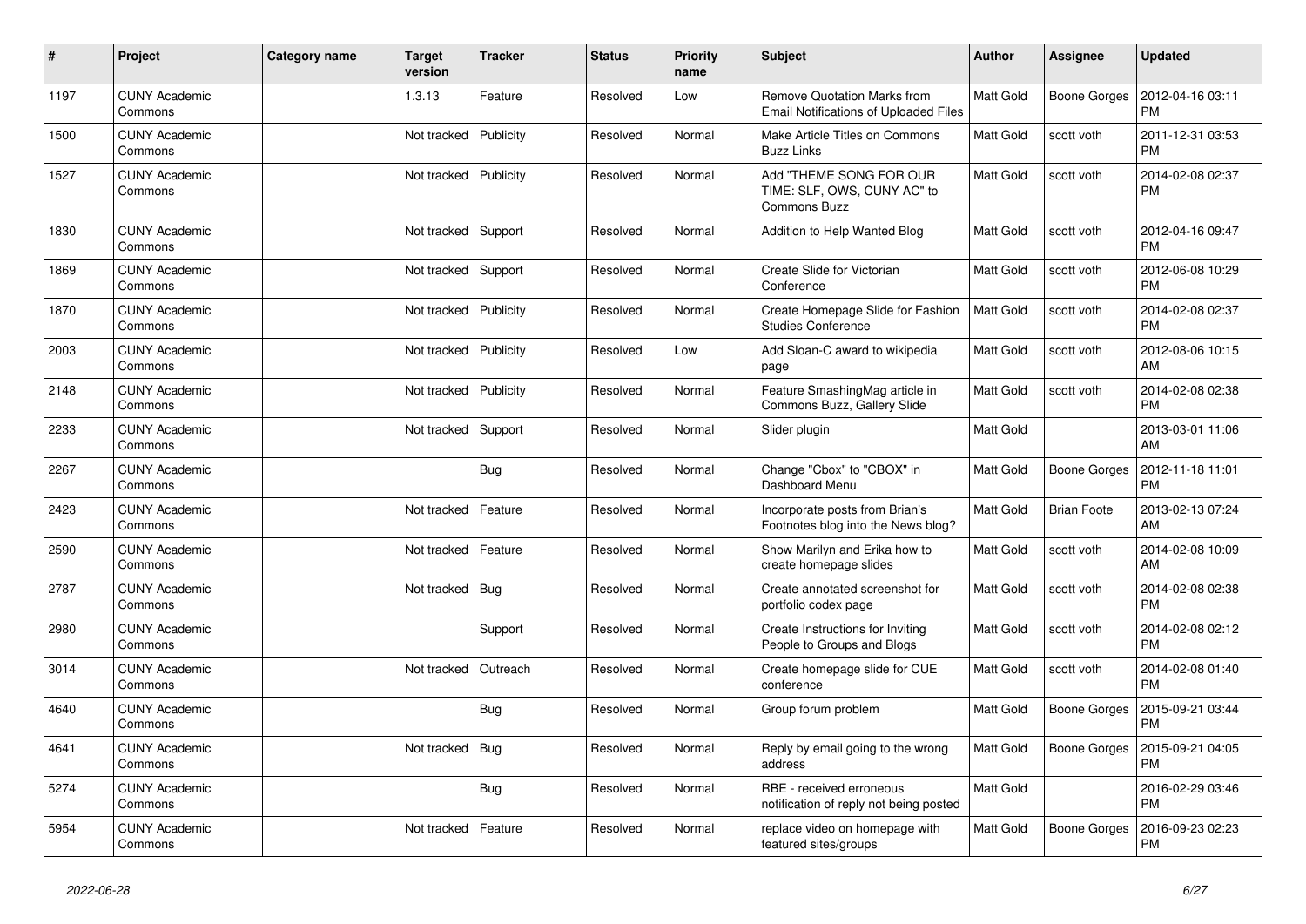| # | Project | Category name | Target version | Tracker | Status | Priority name | Subject | Author | Assignee | Updated |
|---|---|---|---|---|---|---|---|---|---|---|
| 1197 | CUNY Academic Commons | | 1.3.13 | Feature | Resolved | Low | Remove Quotation Marks from Email Notifications of Uploaded Files | Matt Gold | Boone Gorges | 2012-04-16 03:11 PM |
| 1500 | CUNY Academic Commons | | Not tracked | Publicity | Resolved | Normal | Make Article Titles on Commons Buzz Links | Matt Gold | scott voth | 2011-12-31 03:53 PM |
| 1527 | CUNY Academic Commons | | Not tracked | Publicity | Resolved | Normal | Add "THEME SONG FOR OUR TIME: SLF, OWS, CUNY AC" to Commons Buzz | Matt Gold | scott voth | 2014-02-08 02:37 PM |
| 1830 | CUNY Academic Commons | | Not tracked | Support | Resolved | Normal | Addition to Help Wanted Blog | Matt Gold | scott voth | 2012-04-16 09:47 PM |
| 1869 | CUNY Academic Commons | | Not tracked | Support | Resolved | Normal | Create Slide for Victorian Conference | Matt Gold | scott voth | 2012-06-08 10:29 PM |
| 1870 | CUNY Academic Commons | | Not tracked | Publicity | Resolved | Normal | Create Homepage Slide for Fashion Studies Conference | Matt Gold | scott voth | 2014-02-08 02:37 PM |
| 2003 | CUNY Academic Commons | | Not tracked | Publicity | Resolved | Low | Add Sloan-C award to wikipedia page | Matt Gold | scott voth | 2012-08-06 10:15 AM |
| 2148 | CUNY Academic Commons | | Not tracked | Publicity | Resolved | Normal | Feature SmashingMag article in Commons Buzz, Gallery Slide | Matt Gold | scott voth | 2014-02-08 02:38 PM |
| 2233 | CUNY Academic Commons | | Not tracked | Support | Resolved | Normal | Slider plugin | Matt Gold | | 2013-03-01 11:06 AM |
| 2267 | CUNY Academic Commons | | | Bug | Resolved | Normal | Change "Cbox" to "CBOX" in Dashboard Menu | Matt Gold | Boone Gorges | 2012-11-18 11:01 PM |
| 2423 | CUNY Academic Commons | | Not tracked | Feature | Resolved | Normal | Incorporate posts from Brian's Footnotes blog into the News blog? | Matt Gold | Brian Foote | 2013-02-13 07:24 AM |
| 2590 | CUNY Academic Commons | | Not tracked | Feature | Resolved | Normal | Show Marilyn and Erika how to create homepage slides | Matt Gold | scott voth | 2014-02-08 10:09 AM |
| 2787 | CUNY Academic Commons | | Not tracked | Bug | Resolved | Normal | Create annotated screenshot for portfolio codex page | Matt Gold | scott voth | 2014-02-08 02:38 PM |
| 2980 | CUNY Academic Commons | | | Support | Resolved | Normal | Create Instructions for Inviting People to Groups and Blogs | Matt Gold | scott voth | 2014-02-08 02:12 PM |
| 3014 | CUNY Academic Commons | | Not tracked | Outreach | Resolved | Normal | Create homepage slide for CUE conference | Matt Gold | scott voth | 2014-02-08 01:40 PM |
| 4640 | CUNY Academic Commons | | | Bug | Resolved | Normal | Group forum problem | Matt Gold | Boone Gorges | 2015-09-21 03:44 PM |
| 4641 | CUNY Academic Commons | | Not tracked | Bug | Resolved | Normal | Reply by email going to the wrong address | Matt Gold | Boone Gorges | 2015-09-21 04:05 PM |
| 5274 | CUNY Academic Commons | | | Bug | Resolved | Normal | RBE - received erroneous notification of reply not being posted | Matt Gold | | 2016-02-29 03:46 PM |
| 5954 | CUNY Academic Commons | | Not tracked | Feature | Resolved | Normal | replace video on homepage with featured sites/groups | Matt Gold | Boone Gorges | 2016-09-23 02:23 PM |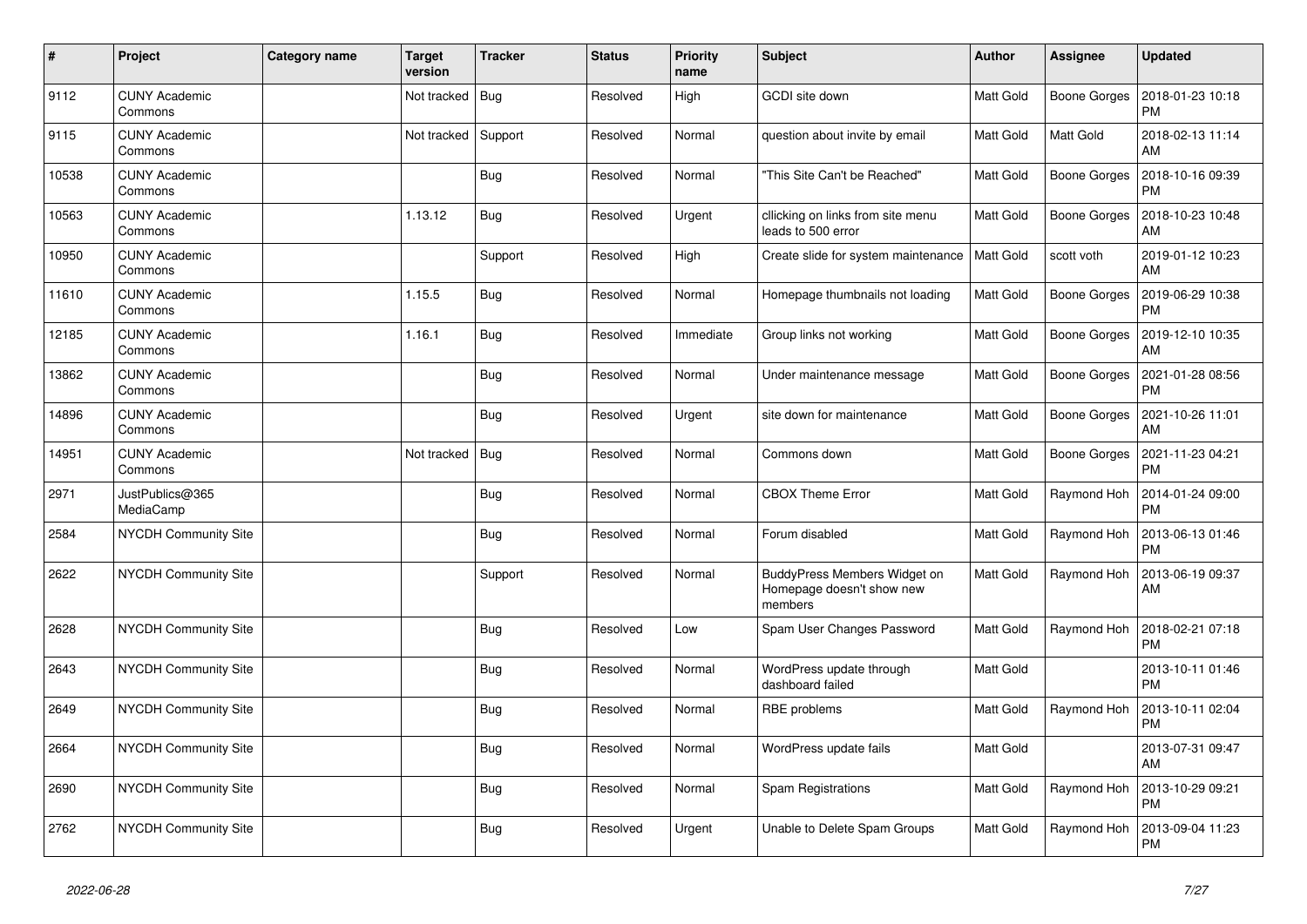| # | Project | Category name | Target version | Tracker | Status | Priority name | Subject | Author | Assignee | Updated |
|---|---|---|---|---|---|---|---|---|---|---|
| 9112 | CUNY Academic Commons | | Not tracked | Bug | Resolved | High | GCDI site down | Matt Gold | Boone Gorges | 2018-01-23 10:18 PM |
| 9115 | CUNY Academic Commons | | Not tracked | Support | Resolved | Normal | question about invite by email | Matt Gold | Matt Gold | 2018-02-13 11:14 AM |
| 10538 | CUNY Academic Commons | | | Bug | Resolved | Normal | "This Site Can't be Reached" | Matt Gold | Boone Gorges | 2018-10-16 09:39 PM |
| 10563 | CUNY Academic Commons | | 1.13.12 | Bug | Resolved | Urgent | cllicking on links from site menu leads to 500 error | Matt Gold | Boone Gorges | 2018-10-23 10:48 AM |
| 10950 | CUNY Academic Commons | | | Support | Resolved | High | Create slide for system maintenance | Matt Gold | scott voth | 2019-01-12 10:23 AM |
| 11610 | CUNY Academic Commons | | 1.15.5 | Bug | Resolved | Normal | Homepage thumbnails not loading | Matt Gold | Boone Gorges | 2019-06-29 10:38 PM |
| 12185 | CUNY Academic Commons | | 1.16.1 | Bug | Resolved | Immediate | Group links not working | Matt Gold | Boone Gorges | 2019-12-10 10:35 AM |
| 13862 | CUNY Academic Commons | | | Bug | Resolved | Normal | Under maintenance message | Matt Gold | Boone Gorges | 2021-01-28 08:56 PM |
| 14896 | CUNY Academic Commons | | | Bug | Resolved | Urgent | site down for maintenance | Matt Gold | Boone Gorges | 2021-10-26 11:01 AM |
| 14951 | CUNY Academic Commons | | Not tracked | Bug | Resolved | Normal | Commons down | Matt Gold | Boone Gorges | 2021-11-23 04:21 PM |
| 2971 | JustPublics@365 MediaCamp | | | Bug | Resolved | Normal | CBOX Theme Error | Matt Gold | Raymond Hoh | 2014-01-24 09:00 PM |
| 2584 | NYCDH Community Site | | | Bug | Resolved | Normal | Forum disabled | Matt Gold | Raymond Hoh | 2013-06-13 01:46 PM |
| 2622 | NYCDH Community Site | | | Support | Resolved | Normal | BuddyPress Members Widget on Homepage doesn't show new members | Matt Gold | Raymond Hoh | 2013-06-19 09:37 AM |
| 2628 | NYCDH Community Site | | | Bug | Resolved | Low | Spam User Changes Password | Matt Gold | Raymond Hoh | 2018-02-21 07:18 PM |
| 2643 | NYCDH Community Site | | | Bug | Resolved | Normal | WordPress update through dashboard failed | Matt Gold | | 2013-10-11 01:46 PM |
| 2649 | NYCDH Community Site | | | Bug | Resolved | Normal | RBE problems | Matt Gold | Raymond Hoh | 2013-10-11 02:04 PM |
| 2664 | NYCDH Community Site | | | Bug | Resolved | Normal | WordPress update fails | Matt Gold | | 2013-07-31 09:47 AM |
| 2690 | NYCDH Community Site | | | Bug | Resolved | Normal | Spam Registrations | Matt Gold | Raymond Hoh | 2013-10-29 09:21 PM |
| 2762 | NYCDH Community Site | | | Bug | Resolved | Urgent | Unable to Delete Spam Groups | Matt Gold | Raymond Hoh | 2013-09-04 11:23 PM |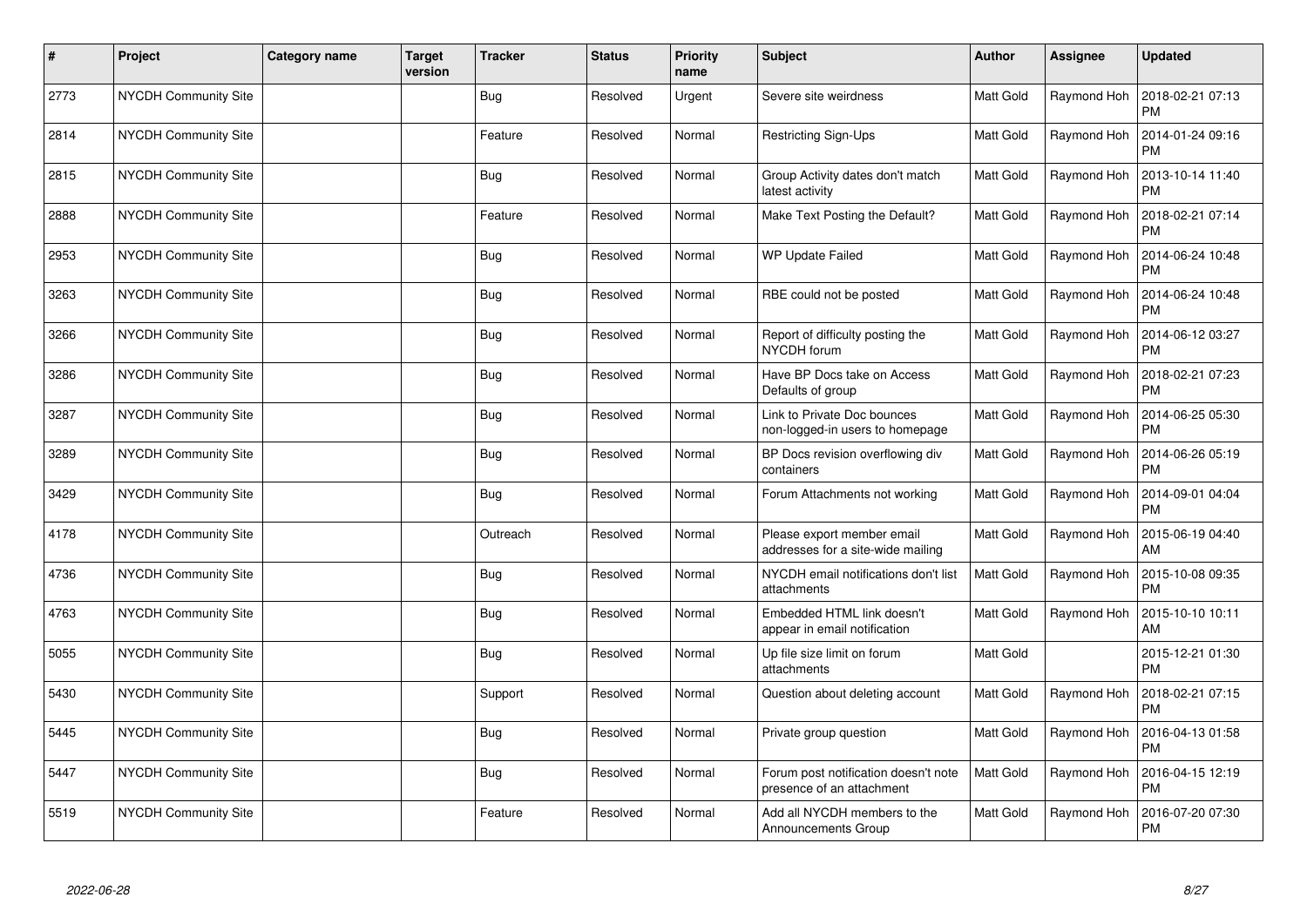| # | Project | Category name | Target version | Tracker | Status | Priority name | Subject | Author | Assignee | Updated |
|---|---|---|---|---|---|---|---|---|---|---|
| 2773 | NYCDH Community Site | | | Bug | Resolved | Urgent | Severe site weirdness | Matt Gold | Raymond Hoh | 2018-02-21 07:13 PM |
| 2814 | NYCDH Community Site | | | Feature | Resolved | Normal | Restricting Sign-Ups | Matt Gold | Raymond Hoh | 2014-01-24 09:16 PM |
| 2815 | NYCDH Community Site | | | Bug | Resolved | Normal | Group Activity dates don't match latest activity | Matt Gold | Raymond Hoh | 2013-10-14 11:40 PM |
| 2888 | NYCDH Community Site | | | Feature | Resolved | Normal | Make Text Posting the Default? | Matt Gold | Raymond Hoh | 2018-02-21 07:14 PM |
| 2953 | NYCDH Community Site | | | Bug | Resolved | Normal | WP Update Failed | Matt Gold | Raymond Hoh | 2014-06-24 10:48 PM |
| 3263 | NYCDH Community Site | | | Bug | Resolved | Normal | RBE could not be posted | Matt Gold | Raymond Hoh | 2014-06-24 10:48 PM |
| 3266 | NYCDH Community Site | | | Bug | Resolved | Normal | Report of difficulty posting the NYCDH forum | Matt Gold | Raymond Hoh | 2014-06-12 03:27 PM |
| 3286 | NYCDH Community Site | | | Bug | Resolved | Normal | Have BP Docs take on Access Defaults of group | Matt Gold | Raymond Hoh | 2018-02-21 07:23 PM |
| 3287 | NYCDH Community Site | | | Bug | Resolved | Normal | Link to Private Doc bounces non-logged-in users to homepage | Matt Gold | Raymond Hoh | 2014-06-25 05:30 PM |
| 3289 | NYCDH Community Site | | | Bug | Resolved | Normal | BP Docs revision overflowing div containers | Matt Gold | Raymond Hoh | 2014-06-26 05:19 PM |
| 3429 | NYCDH Community Site | | | Bug | Resolved | Normal | Forum Attachments not working | Matt Gold | Raymond Hoh | 2014-09-01 04:04 PM |
| 4178 | NYCDH Community Site | | | Outreach | Resolved | Normal | Please export member email addresses for a site-wide mailing | Matt Gold | Raymond Hoh | 2015-06-19 04:40 AM |
| 4736 | NYCDH Community Site | | | Bug | Resolved | Normal | NYCDH email notifications don't list attachments | Matt Gold | Raymond Hoh | 2015-10-08 09:35 PM |
| 4763 | NYCDH Community Site | | | Bug | Resolved | Normal | Embedded HTML link doesn't appear in email notification | Matt Gold | Raymond Hoh | 2015-10-10 10:11 AM |
| 5055 | NYCDH Community Site | | | Bug | Resolved | Normal | Up file size limit on forum attachments | Matt Gold | | 2015-12-21 01:30 PM |
| 5430 | NYCDH Community Site | | | Support | Resolved | Normal | Question about deleting account | Matt Gold | Raymond Hoh | 2018-02-21 07:15 PM |
| 5445 | NYCDH Community Site | | | Bug | Resolved | Normal | Private group question | Matt Gold | Raymond Hoh | 2016-04-13 01:58 PM |
| 5447 | NYCDH Community Site | | | Bug | Resolved | Normal | Forum post notification doesn't note presence of an attachment | Matt Gold | Raymond Hoh | 2016-04-15 12:19 PM |
| 5519 | NYCDH Community Site | | | Feature | Resolved | Normal | Add all NYCDH members to the Announcements Group | Matt Gold | Raymond Hoh | 2016-07-20 07:30 PM |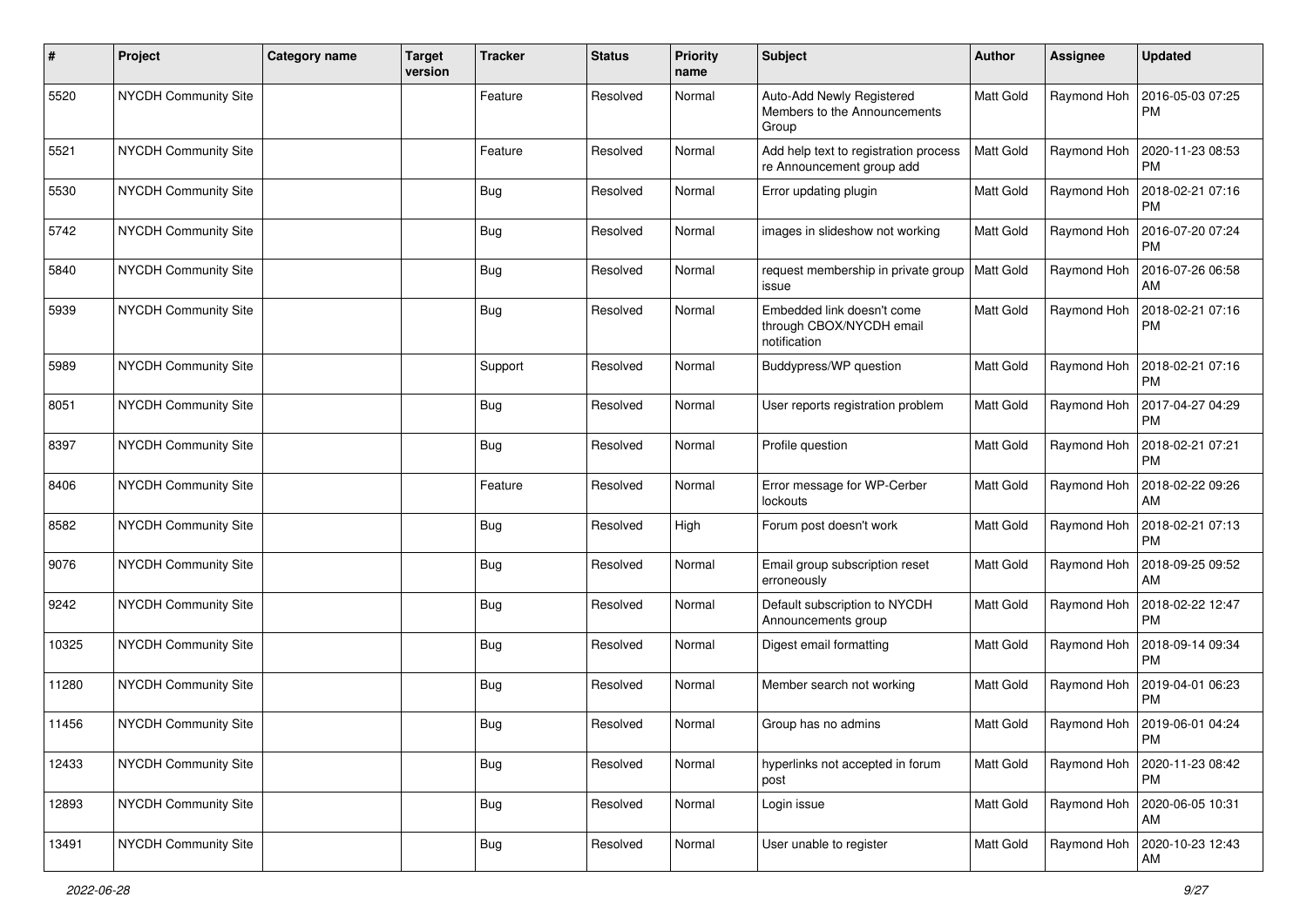| # | Project | Category name | Target version | Tracker | Status | Priority name | Subject | Author | Assignee | Updated |
|---|---|---|---|---|---|---|---|---|---|---|
| 5520 | NYCDH Community Site | | | Feature | Resolved | Normal | Auto-Add Newly Registered Members to the Announcements Group | Matt Gold | Raymond Hoh | 2016-05-03 07:25 PM |
| 5521 | NYCDH Community Site | | | Feature | Resolved | Normal | Add help text to registration process re Announcement group add | Matt Gold | Raymond Hoh | 2020-11-23 08:53 PM |
| 5530 | NYCDH Community Site | | | Bug | Resolved | Normal | Error updating plugin | Matt Gold | Raymond Hoh | 2018-02-21 07:16 PM |
| 5742 | NYCDH Community Site | | | Bug | Resolved | Normal | images in slideshow not working | Matt Gold | Raymond Hoh | 2016-07-20 07:24 PM |
| 5840 | NYCDH Community Site | | | Bug | Resolved | Normal | request membership in private group issue | Matt Gold | Raymond Hoh | 2016-07-26 06:58 AM |
| 5939 | NYCDH Community Site | | | Bug | Resolved | Normal | Embedded link doesn't come through CBOX/NYCDH email notification | Matt Gold | Raymond Hoh | 2018-02-21 07:16 PM |
| 5989 | NYCDH Community Site | | | Support | Resolved | Normal | Buddypress/WP question | Matt Gold | Raymond Hoh | 2018-02-21 07:16 PM |
| 8051 | NYCDH Community Site | | | Bug | Resolved | Normal | User reports registration problem | Matt Gold | Raymond Hoh | 2017-04-27 04:29 PM |
| 8397 | NYCDH Community Site | | | Bug | Resolved | Normal | Profile question | Matt Gold | Raymond Hoh | 2018-02-21 07:21 PM |
| 8406 | NYCDH Community Site | | | Feature | Resolved | Normal | Error message for WP-Cerber lockouts | Matt Gold | Raymond Hoh | 2018-02-22 09:26 AM |
| 8582 | NYCDH Community Site | | | Bug | Resolved | High | Forum post doesn't work | Matt Gold | Raymond Hoh | 2018-02-21 07:13 PM |
| 9076 | NYCDH Community Site | | | Bug | Resolved | Normal | Email group subscription reset erroneously | Matt Gold | Raymond Hoh | 2018-09-25 09:52 AM |
| 9242 | NYCDH Community Site | | | Bug | Resolved | Normal | Default subscription to NYCDH Announcements group | Matt Gold | Raymond Hoh | 2018-02-22 12:47 PM |
| 10325 | NYCDH Community Site | | | Bug | Resolved | Normal | Digest email formatting | Matt Gold | Raymond Hoh | 2018-09-14 09:34 PM |
| 11280 | NYCDH Community Site | | | Bug | Resolved | Normal | Member search not working | Matt Gold | Raymond Hoh | 2019-04-01 06:23 PM |
| 11456 | NYCDH Community Site | | | Bug | Resolved | Normal | Group has no admins | Matt Gold | Raymond Hoh | 2019-06-01 04:24 PM |
| 12433 | NYCDH Community Site | | | Bug | Resolved | Normal | hyperlinks not accepted in forum post | Matt Gold | Raymond Hoh | 2020-11-23 08:42 PM |
| 12893 | NYCDH Community Site | | | Bug | Resolved | Normal | Login issue | Matt Gold | Raymond Hoh | 2020-06-05 10:31 AM |
| 13491 | NYCDH Community Site | | | Bug | Resolved | Normal | User unable to register | Matt Gold | Raymond Hoh | 2020-10-23 12:43 AM |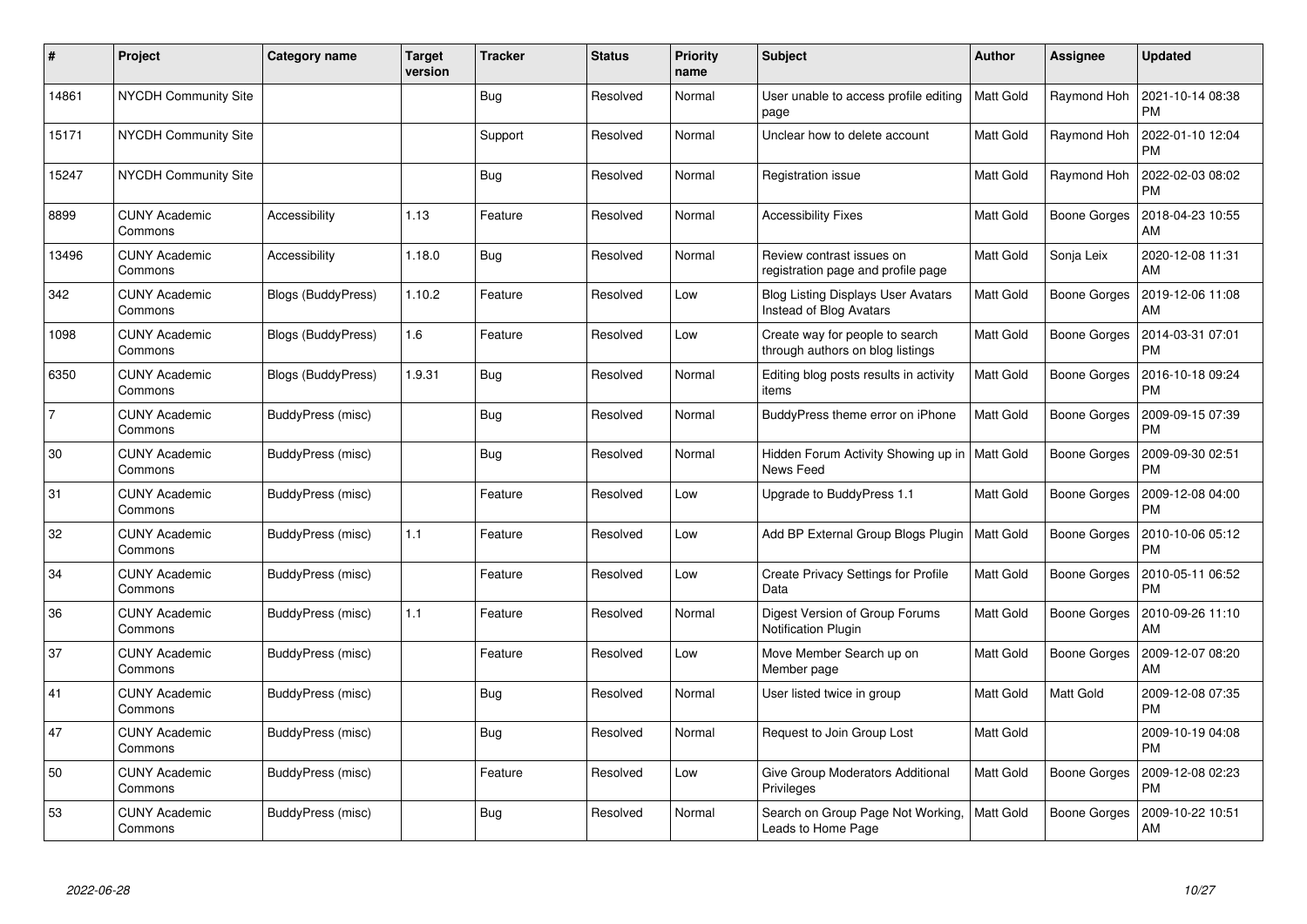| # | Project | Category name | Target version | Tracker | Status | Priority name | Subject | Author | Assignee | Updated |
|---|---|---|---|---|---|---|---|---|---|---|
| 14861 | NYCDH Community Site | | | Bug | Resolved | Normal | User unable to access profile editing page | Matt Gold | Raymond Hoh | 2021-10-14 08:38 PM |
| 15171 | NYCDH Community Site | | | Support | Resolved | Normal | Unclear how to delete account | Matt Gold | Raymond Hoh | 2022-01-10 12:04 PM |
| 15247 | NYCDH Community Site | | | Bug | Resolved | Normal | Registration issue | Matt Gold | Raymond Hoh | 2022-02-03 08:02 PM |
| 8899 | CUNY Academic Commons | Accessibility | 1.13 | Feature | Resolved | Normal | Accessibility Fixes | Matt Gold | Boone Gorges | 2018-04-23 10:55 AM |
| 13496 | CUNY Academic Commons | Accessibility | 1.18.0 | Bug | Resolved | Normal | Review contrast issues on registration page and profile page | Matt Gold | Sonja Leix | 2020-12-08 11:31 AM |
| 342 | CUNY Academic Commons | Blogs (BuddyPress) | 1.10.2 | Feature | Resolved | Low | Blog Listing Displays User Avatars Instead of Blog Avatars | Matt Gold | Boone Gorges | 2019-12-06 11:08 AM |
| 1098 | CUNY Academic Commons | Blogs (BuddyPress) | 1.6 | Feature | Resolved | Low | Create way for people to search through authors on blog listings | Matt Gold | Boone Gorges | 2014-03-31 07:01 PM |
| 6350 | CUNY Academic Commons | Blogs (BuddyPress) | 1.9.31 | Bug | Resolved | Normal | Editing blog posts results in activity items | Matt Gold | Boone Gorges | 2016-10-18 09:24 PM |
| 7 | CUNY Academic Commons | BuddyPress (misc) | | Bug | Resolved | Normal | BuddyPress theme error on iPhone | Matt Gold | Boone Gorges | 2009-09-15 07:39 PM |
| 30 | CUNY Academic Commons | BuddyPress (misc) | | Bug | Resolved | Normal | Hidden Forum Activity Showing up in News Feed | Matt Gold | Boone Gorges | 2009-09-30 02:51 PM |
| 31 | CUNY Academic Commons | BuddyPress (misc) | | Feature | Resolved | Low | Upgrade to BuddyPress 1.1 | Matt Gold | Boone Gorges | 2009-12-08 04:00 PM |
| 32 | CUNY Academic Commons | BuddyPress (misc) | 1.1 | Feature | Resolved | Low | Add BP External Group Blogs Plugin | Matt Gold | Boone Gorges | 2010-10-06 05:12 PM |
| 34 | CUNY Academic Commons | BuddyPress (misc) | | Feature | Resolved | Low | Create Privacy Settings for Profile Data | Matt Gold | Boone Gorges | 2010-05-11 06:52 PM |
| 36 | CUNY Academic Commons | BuddyPress (misc) | 1.1 | Feature | Resolved | Normal | Digest Version of Group Forums Notification Plugin | Matt Gold | Boone Gorges | 2010-09-26 11:10 AM |
| 37 | CUNY Academic Commons | BuddyPress (misc) | | Feature | Resolved | Low | Move Member Search up on Member page | Matt Gold | Boone Gorges | 2009-12-07 08:20 AM |
| 41 | CUNY Academic Commons | BuddyPress (misc) | | Bug | Resolved | Normal | User listed twice in group | Matt Gold | Matt Gold | 2009-12-08 07:35 PM |
| 47 | CUNY Academic Commons | BuddyPress (misc) | | Bug | Resolved | Normal | Request to Join Group Lost | Matt Gold | | 2009-10-19 04:08 PM |
| 50 | CUNY Academic Commons | BuddyPress (misc) | | Feature | Resolved | Low | Give Group Moderators Additional Privileges | Matt Gold | Boone Gorges | 2009-12-08 02:23 PM |
| 53 | CUNY Academic Commons | BuddyPress (misc) | | Bug | Resolved | Normal | Search on Group Page Not Working, Leads to Home Page | Matt Gold | Boone Gorges | 2009-10-22 10:51 AM |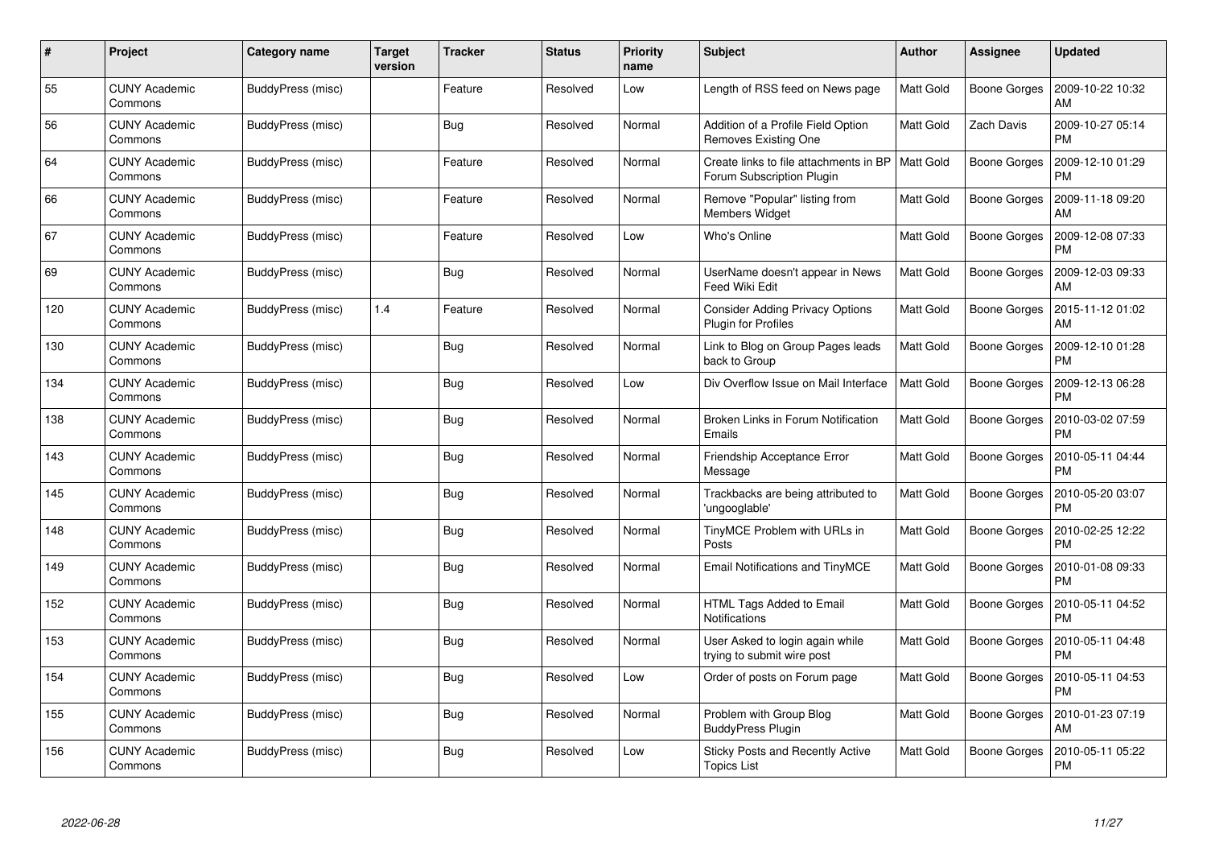| # | Project | Category name | Target version | Tracker | Status | Priority name | Subject | Author | Assignee | Updated |
|---|---|---|---|---|---|---|---|---|---|---|
| 55 | CUNY Academic Commons | BuddyPress (misc) | | Feature | Resolved | Low | Length of RSS feed on News page | Matt Gold | Boone Gorges | 2009-10-22 10:32 AM |
| 56 | CUNY Academic Commons | BuddyPress (misc) | | Bug | Resolved | Normal | Addition of a Profile Field Option Removes Existing One | Matt Gold | Zach Davis | 2009-10-27 05:14 PM |
| 64 | CUNY Academic Commons | BuddyPress (misc) | | Feature | Resolved | Normal | Create links to file attachments in BP Forum Subscription Plugin | Matt Gold | Boone Gorges | 2009-12-10 01:29 PM |
| 66 | CUNY Academic Commons | BuddyPress (misc) | | Feature | Resolved | Normal | Remove "Popular" listing from Members Widget | Matt Gold | Boone Gorges | 2009-11-18 09:20 AM |
| 67 | CUNY Academic Commons | BuddyPress (misc) | | Feature | Resolved | Low | Who's Online | Matt Gold | Boone Gorges | 2009-12-08 07:33 PM |
| 69 | CUNY Academic Commons | BuddyPress (misc) | | Bug | Resolved | Normal | UserName doesn't appear in News Feed Wiki Edit | Matt Gold | Boone Gorges | 2009-12-03 09:33 AM |
| 120 | CUNY Academic Commons | BuddyPress (misc) | 1.4 | Feature | Resolved | Normal | Consider Adding Privacy Options Plugin for Profiles | Matt Gold | Boone Gorges | 2015-11-12 01:02 AM |
| 130 | CUNY Academic Commons | BuddyPress (misc) | | Bug | Resolved | Normal | Link to Blog on Group Pages leads back to Group | Matt Gold | Boone Gorges | 2009-12-10 01:28 PM |
| 134 | CUNY Academic Commons | BuddyPress (misc) | | Bug | Resolved | Low | Div Overflow Issue on Mail Interface | Matt Gold | Boone Gorges | 2009-12-13 06:28 PM |
| 138 | CUNY Academic Commons | BuddyPress (misc) | | Bug | Resolved | Normal | Broken Links in Forum Notification Emails | Matt Gold | Boone Gorges | 2010-03-02 07:59 PM |
| 143 | CUNY Academic Commons | BuddyPress (misc) | | Bug | Resolved | Normal | Friendship Acceptance Error Message | Matt Gold | Boone Gorges | 2010-05-11 04:44 PM |
| 145 | CUNY Academic Commons | BuddyPress (misc) | | Bug | Resolved | Normal | Trackbacks are being attributed to 'ungooglable' | Matt Gold | Boone Gorges | 2010-05-20 03:07 PM |
| 148 | CUNY Academic Commons | BuddyPress (misc) | | Bug | Resolved | Normal | TinyMCE Problem with URLs in Posts | Matt Gold | Boone Gorges | 2010-02-25 12:22 PM |
| 149 | CUNY Academic Commons | BuddyPress (misc) | | Bug | Resolved | Normal | Email Notifications and TinyMCE | Matt Gold | Boone Gorges | 2010-01-08 09:33 PM |
| 152 | CUNY Academic Commons | BuddyPress (misc) | | Bug | Resolved | Normal | HTML Tags Added to Email Notifications | Matt Gold | Boone Gorges | 2010-05-11 04:52 PM |
| 153 | CUNY Academic Commons | BuddyPress (misc) | | Bug | Resolved | Normal | User Asked to login again while trying to submit wire post | Matt Gold | Boone Gorges | 2010-05-11 04:48 PM |
| 154 | CUNY Academic Commons | BuddyPress (misc) | | Bug | Resolved | Low | Order of posts on Forum page | Matt Gold | Boone Gorges | 2010-05-11 04:53 PM |
| 155 | CUNY Academic Commons | BuddyPress (misc) | | Bug | Resolved | Normal | Problem with Group Blog BuddyPress Plugin | Matt Gold | Boone Gorges | 2010-01-23 07:19 AM |
| 156 | CUNY Academic Commons | BuddyPress (misc) | | Bug | Resolved | Low | Sticky Posts and Recently Active Topics List | Matt Gold | Boone Gorges | 2010-05-11 05:22 PM |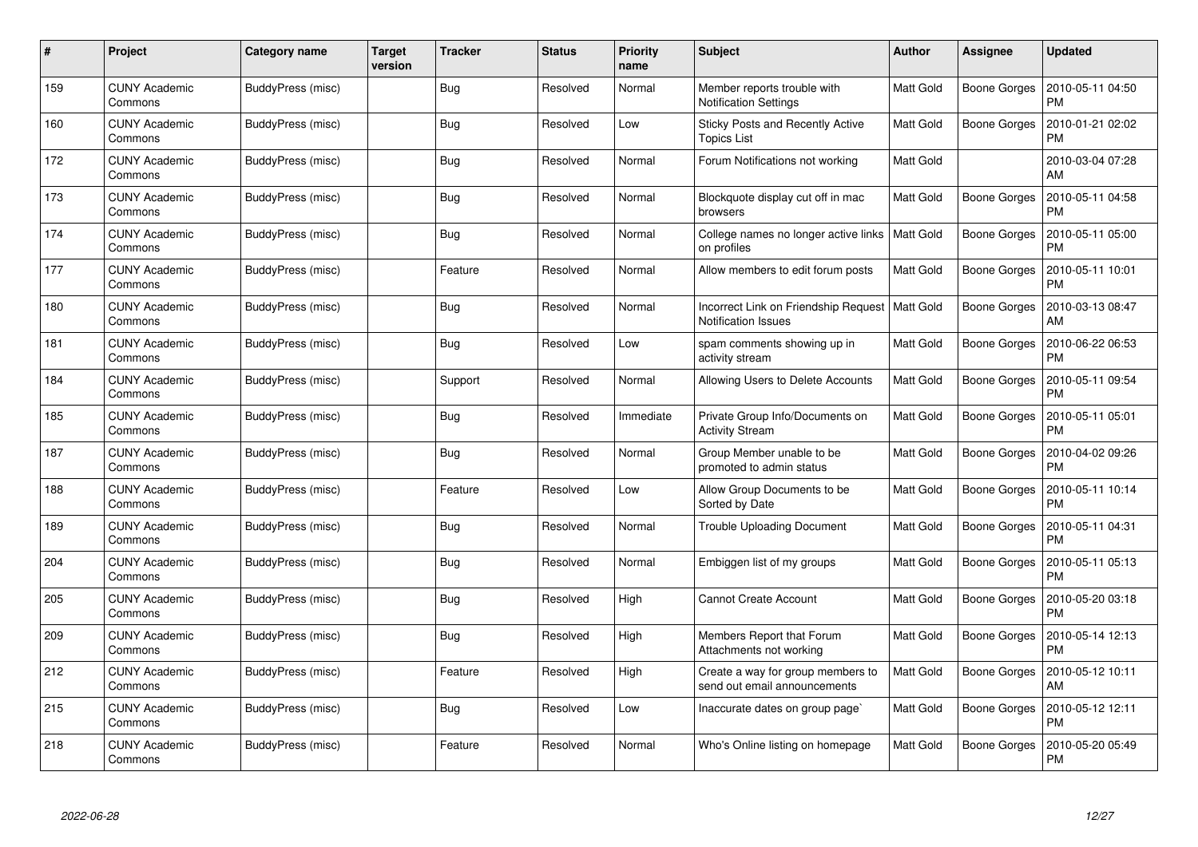| # | Project | Category name | Target version | Tracker | Status | Priority name | Subject | Author | Assignee | Updated |
|---|---|---|---|---|---|---|---|---|---|---|
| 159 | CUNY Academic Commons | BuddyPress (misc) | | Bug | Resolved | Normal | Member reports trouble with Notification Settings | Matt Gold | Boone Gorges | 2010-05-11 04:50 PM |
| 160 | CUNY Academic Commons | BuddyPress (misc) | | Bug | Resolved | Low | Sticky Posts and Recently Active Topics List | Matt Gold | Boone Gorges | 2010-01-21 02:02 PM |
| 172 | CUNY Academic Commons | BuddyPress (misc) | | Bug | Resolved | Normal | Forum Notifications not working | Matt Gold | | 2010-03-04 07:28 AM |
| 173 | CUNY Academic Commons | BuddyPress (misc) | | Bug | Resolved | Normal | Blockquote display cut off in mac browsers | Matt Gold | Boone Gorges | 2010-05-11 04:58 PM |
| 174 | CUNY Academic Commons | BuddyPress (misc) | | Bug | Resolved | Normal | College names no longer active links on profiles | Matt Gold | Boone Gorges | 2010-05-11 05:00 PM |
| 177 | CUNY Academic Commons | BuddyPress (misc) | | Feature | Resolved | Normal | Allow members to edit forum posts | Matt Gold | Boone Gorges | 2010-05-11 10:01 PM |
| 180 | CUNY Academic Commons | BuddyPress (misc) | | Bug | Resolved | Normal | Incorrect Link on Friendship Request Notification Issues | Matt Gold | Boone Gorges | 2010-03-13 08:47 AM |
| 181 | CUNY Academic Commons | BuddyPress (misc) | | Bug | Resolved | Low | spam comments showing up in activity stream | Matt Gold | Boone Gorges | 2010-06-22 06:53 PM |
| 184 | CUNY Academic Commons | BuddyPress (misc) | | Support | Resolved | Normal | Allowing Users to Delete Accounts | Matt Gold | Boone Gorges | 2010-05-11 09:54 PM |
| 185 | CUNY Academic Commons | BuddyPress (misc) | | Bug | Resolved | Immediate | Private Group Info/Documents on Activity Stream | Matt Gold | Boone Gorges | 2010-05-11 05:01 PM |
| 187 | CUNY Academic Commons | BuddyPress (misc) | | Bug | Resolved | Normal | Group Member unable to be promoted to admin status | Matt Gold | Boone Gorges | 2010-04-02 09:26 PM |
| 188 | CUNY Academic Commons | BuddyPress (misc) | | Feature | Resolved | Low | Allow Group Documents to be Sorted by Date | Matt Gold | Boone Gorges | 2010-05-11 10:14 PM |
| 189 | CUNY Academic Commons | BuddyPress (misc) | | Bug | Resolved | Normal | Trouble Uploading Document | Matt Gold | Boone Gorges | 2010-05-11 04:31 PM |
| 204 | CUNY Academic Commons | BuddyPress (misc) | | Bug | Resolved | Normal | Embiggen list of my groups | Matt Gold | Boone Gorges | 2010-05-11 05:13 PM |
| 205 | CUNY Academic Commons | BuddyPress (misc) | | Bug | Resolved | High | Cannot Create Account | Matt Gold | Boone Gorges | 2010-05-20 03:18 PM |
| 209 | CUNY Academic Commons | BuddyPress (misc) | | Bug | Resolved | High | Members Report that Forum Attachments not working | Matt Gold | Boone Gorges | 2010-05-14 12:13 PM |
| 212 | CUNY Academic Commons | BuddyPress (misc) | | Feature | Resolved | High | Create a way for group members to send out email announcements | Matt Gold | Boone Gorges | 2010-05-12 10:11 AM |
| 215 | CUNY Academic Commons | BuddyPress (misc) | | Bug | Resolved | Low | Inaccurate dates on group page` | Matt Gold | Boone Gorges | 2010-05-12 12:11 PM |
| 218 | CUNY Academic Commons | BuddyPress (misc) | | Feature | Resolved | Normal | Who's Online listing on homepage | Matt Gold | Boone Gorges | 2010-05-20 05:49 PM |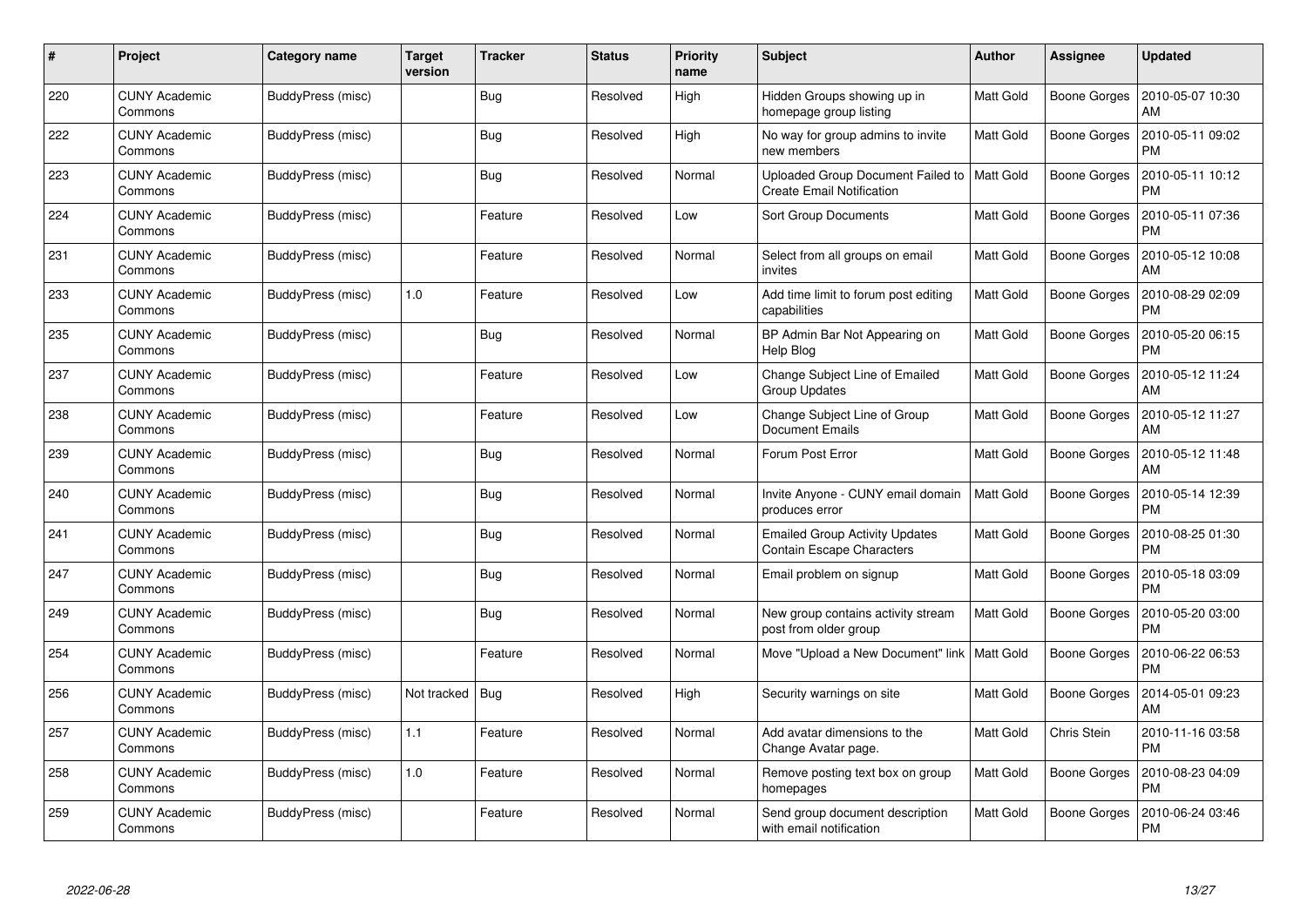| # | Project | Category name | Target version | Tracker | Status | Priority name | Subject | Author | Assignee | Updated |
|---|---|---|---|---|---|---|---|---|---|---|
| 220 | CUNY Academic Commons | BuddyPress (misc) | | Bug | Resolved | High | Hidden Groups showing up in homepage group listing | Matt Gold | Boone Gorges | 2010-05-07 10:30 AM |
| 222 | CUNY Academic Commons | BuddyPress (misc) | | Bug | Resolved | High | No way for group admins to invite new members | Matt Gold | Boone Gorges | 2010-05-11 09:02 PM |
| 223 | CUNY Academic Commons | BuddyPress (misc) | | Bug | Resolved | Normal | Uploaded Group Document Failed to Create Email Notification | Matt Gold | Boone Gorges | 2010-05-11 10:12 PM |
| 224 | CUNY Academic Commons | BuddyPress (misc) | | Feature | Resolved | Low | Sort Group Documents | Matt Gold | Boone Gorges | 2010-05-11 07:36 PM |
| 231 | CUNY Academic Commons | BuddyPress (misc) | | Feature | Resolved | Normal | Select from all groups on email invites | Matt Gold | Boone Gorges | 2010-05-12 10:08 AM |
| 233 | CUNY Academic Commons | BuddyPress (misc) | 1.0 | Feature | Resolved | Low | Add time limit to forum post editing capabilities | Matt Gold | Boone Gorges | 2010-08-29 02:09 PM |
| 235 | CUNY Academic Commons | BuddyPress (misc) | | Bug | Resolved | Normal | BP Admin Bar Not Appearing on Help Blog | Matt Gold | Boone Gorges | 2010-05-20 06:15 PM |
| 237 | CUNY Academic Commons | BuddyPress (misc) | | Feature | Resolved | Low | Change Subject Line of Emailed Group Updates | Matt Gold | Boone Gorges | 2010-05-12 11:24 AM |
| 238 | CUNY Academic Commons | BuddyPress (misc) | | Feature | Resolved | Low | Change Subject Line of Group Document Emails | Matt Gold | Boone Gorges | 2010-05-12 11:27 AM |
| 239 | CUNY Academic Commons | BuddyPress (misc) | | Bug | Resolved | Normal | Forum Post Error | Matt Gold | Boone Gorges | 2010-05-12 11:48 AM |
| 240 | CUNY Academic Commons | BuddyPress (misc) | | Bug | Resolved | Normal | Invite Anyone - CUNY email domain produces error | Matt Gold | Boone Gorges | 2010-05-14 12:39 PM |
| 241 | CUNY Academic Commons | BuddyPress (misc) | | Bug | Resolved | Normal | Emailed Group Activity Updates Contain Escape Characters | Matt Gold | Boone Gorges | 2010-08-25 01:30 PM |
| 247 | CUNY Academic Commons | BuddyPress (misc) | | Bug | Resolved | Normal | Email problem on signup | Matt Gold | Boone Gorges | 2010-05-18 03:09 PM |
| 249 | CUNY Academic Commons | BuddyPress (misc) | | Bug | Resolved | Normal | New group contains activity stream post from older group | Matt Gold | Boone Gorges | 2010-05-20 03:00 PM |
| 254 | CUNY Academic Commons | BuddyPress (misc) | | Feature | Resolved | Normal | Move "Upload a New Document" link | Matt Gold | Boone Gorges | 2010-06-22 06:53 PM |
| 256 | CUNY Academic Commons | BuddyPress (misc) | Not tracked | Bug | Resolved | High | Security warnings on site | Matt Gold | Boone Gorges | 2014-05-01 09:23 AM |
| 257 | CUNY Academic Commons | BuddyPress (misc) | 1.1 | Feature | Resolved | Normal | Add avatar dimensions to the Change Avatar page. | Matt Gold | Chris Stein | 2010-11-16 03:58 PM |
| 258 | CUNY Academic Commons | BuddyPress (misc) | 1.0 | Feature | Resolved | Normal | Remove posting text box on group homepages | Matt Gold | Boone Gorges | 2010-08-23 04:09 PM |
| 259 | CUNY Academic Commons | BuddyPress (misc) | | Feature | Resolved | Normal | Send group document description with email notification | Matt Gold | Boone Gorges | 2010-06-24 03:46 PM |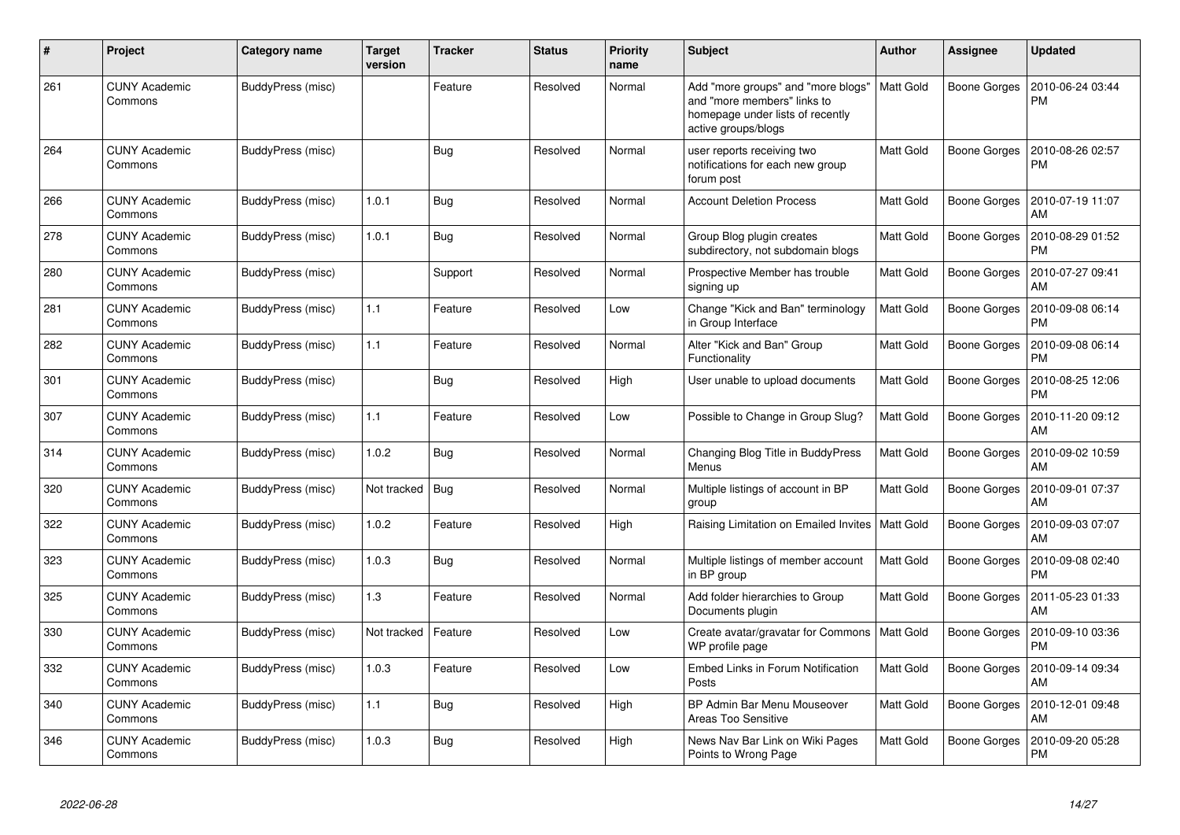| # | Project | Category name | Target version | Tracker | Status | Priority name | Subject | Author | Assignee | Updated |
|---|---|---|---|---|---|---|---|---|---|---|
| 261 | CUNY Academic Commons | BuddyPress (misc) | | Feature | Resolved | Normal | Add "more groups" and "more blogs" and "more members" links to homepage under lists of recently active groups/blogs | Matt Gold | Boone Gorges | 2010-06-24 03:44 PM |
| 264 | CUNY Academic Commons | BuddyPress (misc) | | Bug | Resolved | Normal | user reports receiving two notifications for each new group forum post | Matt Gold | Boone Gorges | 2010-08-26 02:57 PM |
| 266 | CUNY Academic Commons | BuddyPress (misc) | 1.0.1 | Bug | Resolved | Normal | Account Deletion Process | Matt Gold | Boone Gorges | 2010-07-19 11:07 AM |
| 278 | CUNY Academic Commons | BuddyPress (misc) | 1.0.1 | Bug | Resolved | Normal | Group Blog plugin creates subdirectory, not subdomain blogs | Matt Gold | Boone Gorges | 2010-08-29 01:52 PM |
| 280 | CUNY Academic Commons | BuddyPress (misc) | | Support | Resolved | Normal | Prospective Member has trouble signing up | Matt Gold | Boone Gorges | 2010-07-27 09:41 AM |
| 281 | CUNY Academic Commons | BuddyPress (misc) | 1.1 | Feature | Resolved | Low | Change "Kick and Ban" terminology in Group Interface | Matt Gold | Boone Gorges | 2010-09-08 06:14 PM |
| 282 | CUNY Academic Commons | BuddyPress (misc) | 1.1 | Feature | Resolved | Normal | Alter "Kick and Ban" Group Functionality | Matt Gold | Boone Gorges | 2010-09-08 06:14 PM |
| 301 | CUNY Academic Commons | BuddyPress (misc) | | Bug | Resolved | High | User unable to upload documents | Matt Gold | Boone Gorges | 2010-08-25 12:06 PM |
| 307 | CUNY Academic Commons | BuddyPress (misc) | 1.1 | Feature | Resolved | Low | Possible to Change in Group Slug? | Matt Gold | Boone Gorges | 2010-11-20 09:12 AM |
| 314 | CUNY Academic Commons | BuddyPress (misc) | 1.0.2 | Bug | Resolved | Normal | Changing Blog Title in BuddyPress Menus | Matt Gold | Boone Gorges | 2010-09-02 10:59 AM |
| 320 | CUNY Academic Commons | BuddyPress (misc) | Not tracked | Bug | Resolved | Normal | Multiple listings of account in BP group | Matt Gold | Boone Gorges | 2010-09-01 07:37 AM |
| 322 | CUNY Academic Commons | BuddyPress (misc) | 1.0.2 | Feature | Resolved | High | Raising Limitation on Emailed Invites | Matt Gold | Boone Gorges | 2010-09-03 07:07 AM |
| 323 | CUNY Academic Commons | BuddyPress (misc) | 1.0.3 | Bug | Resolved | Normal | Multiple listings of member account in BP group | Matt Gold | Boone Gorges | 2010-09-08 02:40 PM |
| 325 | CUNY Academic Commons | BuddyPress (misc) | 1.3 | Feature | Resolved | Normal | Add folder hierarchies to Group Documents plugin | Matt Gold | Boone Gorges | 2011-05-23 01:33 AM |
| 330 | CUNY Academic Commons | BuddyPress (misc) | Not tracked | Feature | Resolved | Low | Create avatar/gravatar for Commons WP profile page | Matt Gold | Boone Gorges | 2010-09-10 03:36 PM |
| 332 | CUNY Academic Commons | BuddyPress (misc) | 1.0.3 | Feature | Resolved | Low | Embed Links in Forum Notification Posts | Matt Gold | Boone Gorges | 2010-09-14 09:34 AM |
| 340 | CUNY Academic Commons | BuddyPress (misc) | 1.1 | Bug | Resolved | High | BP Admin Bar Menu Mouseover Areas Too Sensitive | Matt Gold | Boone Gorges | 2010-12-01 09:48 AM |
| 346 | CUNY Academic Commons | BuddyPress (misc) | 1.0.3 | Bug | Resolved | High | News Nav Bar Link on Wiki Pages Points to Wrong Page | Matt Gold | Boone Gorges | 2010-09-20 05:28 PM |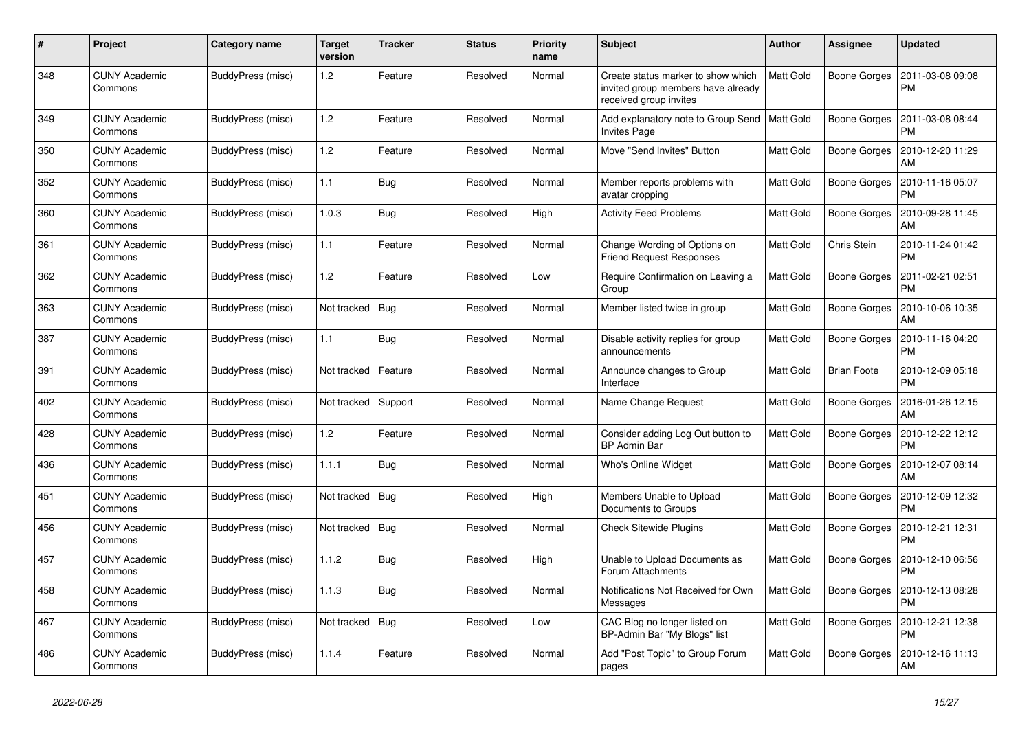| # | Project | Category name | Target version | Tracker | Status | Priority name | Subject | Author | Assignee | Updated |
|---|---|---|---|---|---|---|---|---|---|---|
| 348 | CUNY Academic Commons | BuddyPress (misc) | 1.2 | Feature | Resolved | Normal | Create status marker to show which invited group members have already received group invites | Matt Gold | Boone Gorges | 2011-03-08 09:08 PM |
| 349 | CUNY Academic Commons | BuddyPress (misc) | 1.2 | Feature | Resolved | Normal | Add explanatory note to Group Send Invites Page | Matt Gold | Boone Gorges | 2011-03-08 08:44 PM |
| 350 | CUNY Academic Commons | BuddyPress (misc) | 1.2 | Feature | Resolved | Normal | Move "Send Invites" Button | Matt Gold | Boone Gorges | 2010-12-20 11:29 AM |
| 352 | CUNY Academic Commons | BuddyPress (misc) | 1.1 | Bug | Resolved | Normal | Member reports problems with avatar cropping | Matt Gold | Boone Gorges | 2010-11-16 05:07 PM |
| 360 | CUNY Academic Commons | BuddyPress (misc) | 1.0.3 | Bug | Resolved | High | Activity Feed Problems | Matt Gold | Boone Gorges | 2010-09-28 11:45 AM |
| 361 | CUNY Academic Commons | BuddyPress (misc) | 1.1 | Feature | Resolved | Normal | Change Wording of Options on Friend Request Responses | Matt Gold | Chris Stein | 2010-11-24 01:42 PM |
| 362 | CUNY Academic Commons | BuddyPress (misc) | 1.2 | Feature | Resolved | Low | Require Confirmation on Leaving a Group | Matt Gold | Boone Gorges | 2011-02-21 02:51 PM |
| 363 | CUNY Academic Commons | BuddyPress (misc) | Not tracked | Bug | Resolved | Normal | Member listed twice in group | Matt Gold | Boone Gorges | 2010-10-06 10:35 AM |
| 387 | CUNY Academic Commons | BuddyPress (misc) | 1.1 | Bug | Resolved | Normal | Disable activity replies for group announcements | Matt Gold | Boone Gorges | 2010-11-16 04:20 PM |
| 391 | CUNY Academic Commons | BuddyPress (misc) | Not tracked | Feature | Resolved | Normal | Announce changes to Group Interface | Matt Gold | Brian Foote | 2010-12-09 05:18 PM |
| 402 | CUNY Academic Commons | BuddyPress (misc) | Not tracked | Support | Resolved | Normal | Name Change Request | Matt Gold | Boone Gorges | 2016-01-26 12:15 AM |
| 428 | CUNY Academic Commons | BuddyPress (misc) | 1.2 | Feature | Resolved | Normal | Consider adding Log Out button to BP Admin Bar | Matt Gold | Boone Gorges | 2010-12-22 12:12 PM |
| 436 | CUNY Academic Commons | BuddyPress (misc) | 1.1.1 | Bug | Resolved | Normal | Who's Online Widget | Matt Gold | Boone Gorges | 2010-12-07 08:14 AM |
| 451 | CUNY Academic Commons | BuddyPress (misc) | Not tracked | Bug | Resolved | High | Members Unable to Upload Documents to Groups | Matt Gold | Boone Gorges | 2010-12-09 12:32 PM |
| 456 | CUNY Academic Commons | BuddyPress (misc) | Not tracked | Bug | Resolved | Normal | Check Sitewide Plugins | Matt Gold | Boone Gorges | 2010-12-21 12:31 PM |
| 457 | CUNY Academic Commons | BuddyPress (misc) | 1.1.2 | Bug | Resolved | High | Unable to Upload Documents as Forum Attachments | Matt Gold | Boone Gorges | 2010-12-10 06:56 PM |
| 458 | CUNY Academic Commons | BuddyPress (misc) | 1.1.3 | Bug | Resolved | Normal | Notifications Not Received for Own Messages | Matt Gold | Boone Gorges | 2010-12-13 08:28 PM |
| 467 | CUNY Academic Commons | BuddyPress (misc) | Not tracked | Bug | Resolved | Low | CAC Blog no longer listed on BP-Admin Bar "My Blogs" list | Matt Gold | Boone Gorges | 2010-12-21 12:38 PM |
| 486 | CUNY Academic Commons | BuddyPress (misc) | 1.1.4 | Feature | Resolved | Normal | Add "Post Topic" to Group Forum pages | Matt Gold | Boone Gorges | 2010-12-16 11:13 AM |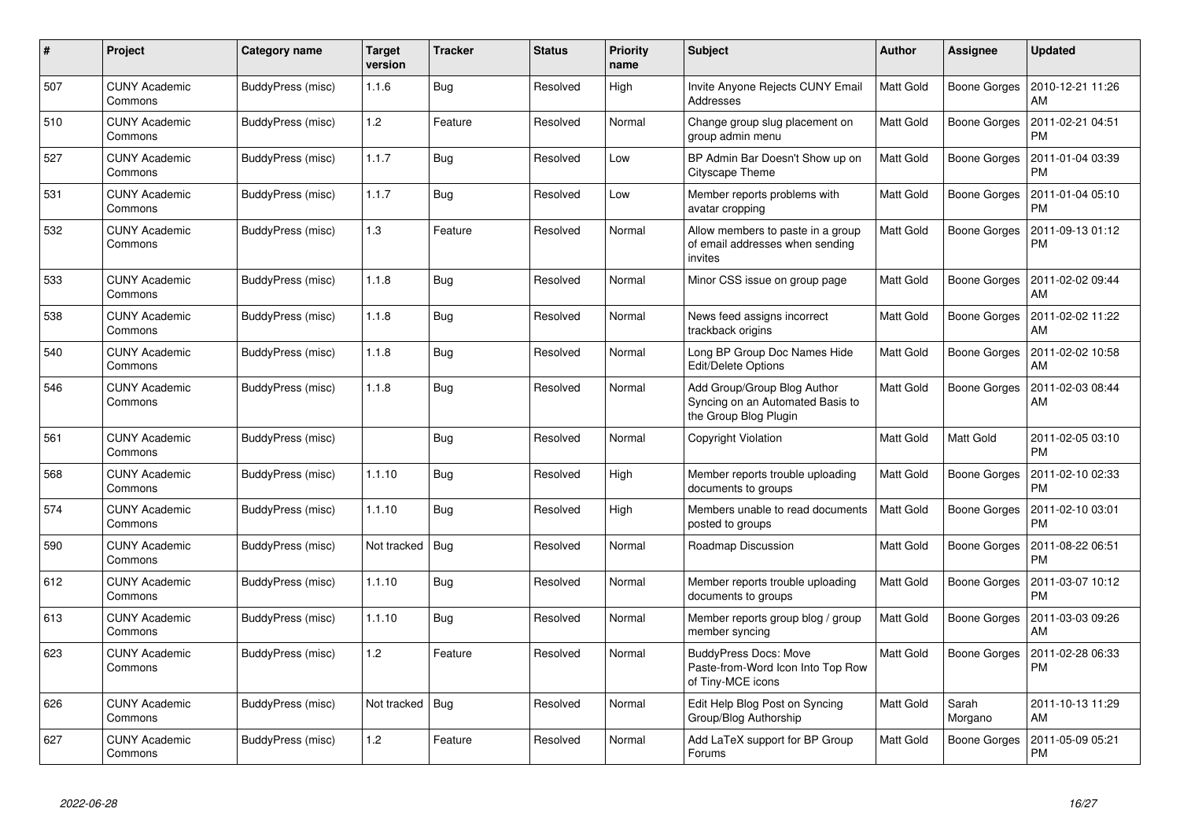| # | Project | Category name | Target version | Tracker | Status | Priority name | Subject | Author | Assignee | Updated |
|---|---|---|---|---|---|---|---|---|---|---|
| 507 | CUNY Academic Commons | BuddyPress (misc) | 1.1.6 | Bug | Resolved | High | Invite Anyone Rejects CUNY Email Addresses | Matt Gold | Boone Gorges | 2010-12-21 11:26 AM |
| 510 | CUNY Academic Commons | BuddyPress (misc) | 1.2 | Feature | Resolved | Normal | Change group slug placement on group admin menu | Matt Gold | Boone Gorges | 2011-02-21 04:51 PM |
| 527 | CUNY Academic Commons | BuddyPress (misc) | 1.1.7 | Bug | Resolved | Low | BP Admin Bar Doesn't Show up on Cityscape Theme | Matt Gold | Boone Gorges | 2011-01-04 03:39 PM |
| 531 | CUNY Academic Commons | BuddyPress (misc) | 1.1.7 | Bug | Resolved | Low | Member reports problems with avatar cropping | Matt Gold | Boone Gorges | 2011-01-04 05:10 PM |
| 532 | CUNY Academic Commons | BuddyPress (misc) | 1.3 | Feature | Resolved | Normal | Allow members to paste in a group of email addresses when sending invites | Matt Gold | Boone Gorges | 2011-09-13 01:12 PM |
| 533 | CUNY Academic Commons | BuddyPress (misc) | 1.1.8 | Bug | Resolved | Normal | Minor CSS issue on group page | Matt Gold | Boone Gorges | 2011-02-02 09:44 AM |
| 538 | CUNY Academic Commons | BuddyPress (misc) | 1.1.8 | Bug | Resolved | Normal | News feed assigns incorrect trackback origins | Matt Gold | Boone Gorges | 2011-02-02 11:22 AM |
| 540 | CUNY Academic Commons | BuddyPress (misc) | 1.1.8 | Bug | Resolved | Normal | Long BP Group Doc Names Hide Edit/Delete Options | Matt Gold | Boone Gorges | 2011-02-02 10:58 AM |
| 546 | CUNY Academic Commons | BuddyPress (misc) | 1.1.8 | Bug | Resolved | Normal | Add Group/Group Blog Author Syncing on an Automated Basis to the Group Blog Plugin | Matt Gold | Boone Gorges | 2011-02-03 08:44 AM |
| 561 | CUNY Academic Commons | BuddyPress (misc) | | Bug | Resolved | Normal | Copyright Violation | Matt Gold | Matt Gold | 2011-02-05 03:10 PM |
| 568 | CUNY Academic Commons | BuddyPress (misc) | 1.1.10 | Bug | Resolved | High | Member reports trouble uploading documents to groups | Matt Gold | Boone Gorges | 2011-02-10 02:33 PM |
| 574 | CUNY Academic Commons | BuddyPress (misc) | 1.1.10 | Bug | Resolved | High | Members unable to read documents posted to groups | Matt Gold | Boone Gorges | 2011-02-10 03:01 PM |
| 590 | CUNY Academic Commons | BuddyPress (misc) | Not tracked | Bug | Resolved | Normal | Roadmap Discussion | Matt Gold | Boone Gorges | 2011-08-22 06:51 PM |
| 612 | CUNY Academic Commons | BuddyPress (misc) | 1.1.10 | Bug | Resolved | Normal | Member reports trouble uploading documents to groups | Matt Gold | Boone Gorges | 2011-03-07 10:12 PM |
| 613 | CUNY Academic Commons | BuddyPress (misc) | 1.1.10 | Bug | Resolved | Normal | Member reports group blog / group member syncing | Matt Gold | Boone Gorges | 2011-03-03 09:26 AM |
| 623 | CUNY Academic Commons | BuddyPress (misc) | 1.2 | Feature | Resolved | Normal | BuddyPress Docs: Move Paste-from-Word Icon Into Top Row of Tiny-MCE icons | Matt Gold | Boone Gorges | 2011-02-28 06:33 PM |
| 626 | CUNY Academic Commons | BuddyPress (misc) | Not tracked | Bug | Resolved | Normal | Edit Help Blog Post on Syncing Group/Blog Authorship | Matt Gold | Sarah Morgano | 2011-10-13 11:29 AM |
| 627 | CUNY Academic Commons | BuddyPress (misc) | 1.2 | Feature | Resolved | Normal | Add LaTeX support for BP Group Forums | Matt Gold | Boone Gorges | 2011-05-09 05:21 PM |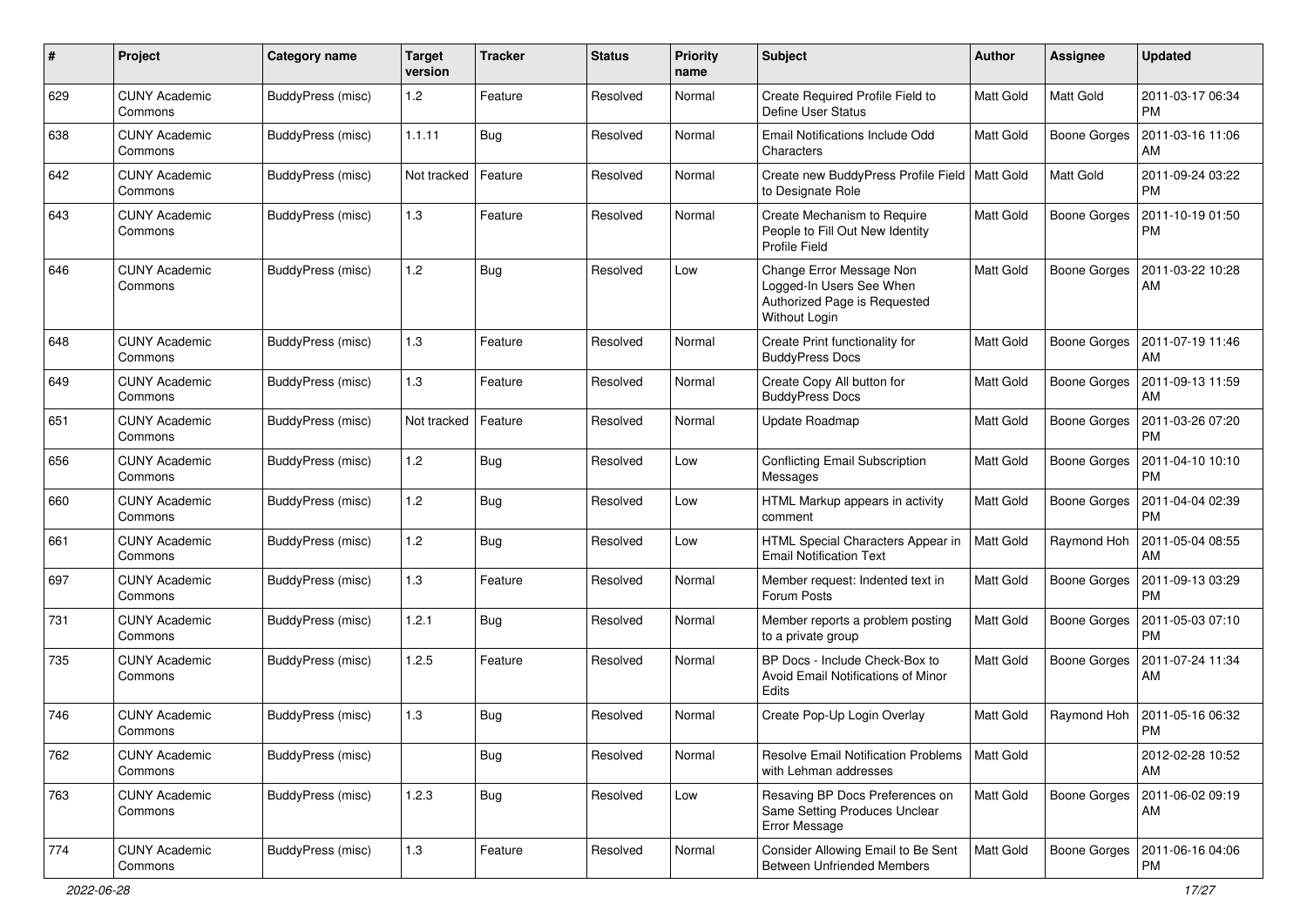| # | Project | Category name | Target version | Tracker | Status | Priority name | Subject | Author | Assignee | Updated |
|---|---|---|---|---|---|---|---|---|---|---|
| 629 | CUNY Academic Commons | BuddyPress (misc) | 1.2 | Feature | Resolved | Normal | Create Required Profile Field to Define User Status | Matt Gold | Matt Gold | 2011-03-17 06:34 PM |
| 638 | CUNY Academic Commons | BuddyPress (misc) | 1.1.11 | Bug | Resolved | Normal | Email Notifications Include Odd Characters | Matt Gold | Boone Gorges | 2011-03-16 11:06 AM |
| 642 | CUNY Academic Commons | BuddyPress (misc) | Not tracked | Feature | Resolved | Normal | Create new BuddyPress Profile Field to Designate Role | Matt Gold | Matt Gold | 2011-09-24 03:22 PM |
| 643 | CUNY Academic Commons | BuddyPress (misc) | 1.3 | Feature | Resolved | Normal | Create Mechanism to Require People to Fill Out New Identity Profile Field | Matt Gold | Boone Gorges | 2011-10-19 01:50 PM |
| 646 | CUNY Academic Commons | BuddyPress (misc) | 1.2 | Bug | Resolved | Low | Change Error Message Non Logged-In Users See When Authorized Page is Requested Without Login | Matt Gold | Boone Gorges | 2011-03-22 10:28 AM |
| 648 | CUNY Academic Commons | BuddyPress (misc) | 1.3 | Feature | Resolved | Normal | Create Print functionality for BuddyPress Docs | Matt Gold | Boone Gorges | 2011-07-19 11:46 AM |
| 649 | CUNY Academic Commons | BuddyPress (misc) | 1.3 | Feature | Resolved | Normal | Create Copy All button for BuddyPress Docs | Matt Gold | Boone Gorges | 2011-09-13 11:59 AM |
| 651 | CUNY Academic Commons | BuddyPress (misc) | Not tracked | Feature | Resolved | Normal | Update Roadmap | Matt Gold | Boone Gorges | 2011-03-26 07:20 PM |
| 656 | CUNY Academic Commons | BuddyPress (misc) | 1.2 | Bug | Resolved | Low | Conflicting Email Subscription Messages | Matt Gold | Boone Gorges | 2011-04-10 10:10 PM |
| 660 | CUNY Academic Commons | BuddyPress (misc) | 1.2 | Bug | Resolved | Low | HTML Markup appears in activity comment | Matt Gold | Boone Gorges | 2011-04-04 02:39 PM |
| 661 | CUNY Academic Commons | BuddyPress (misc) | 1.2 | Bug | Resolved | Low | HTML Special Characters Appear in Email Notification Text | Matt Gold | Raymond Hoh | 2011-05-04 08:55 AM |
| 697 | CUNY Academic Commons | BuddyPress (misc) | 1.3 | Feature | Resolved | Normal | Member request: Indented text in Forum Posts | Matt Gold | Boone Gorges | 2011-09-13 03:29 PM |
| 731 | CUNY Academic Commons | BuddyPress (misc) | 1.2.1 | Bug | Resolved | Normal | Member reports a problem posting to a private group | Matt Gold | Boone Gorges | 2011-05-03 07:10 PM |
| 735 | CUNY Academic Commons | BuddyPress (misc) | 1.2.5 | Feature | Resolved | Normal | BP Docs - Include Check-Box to Avoid Email Notifications of Minor Edits | Matt Gold | Boone Gorges | 2011-07-24 11:34 AM |
| 746 | CUNY Academic Commons | BuddyPress (misc) | 1.3 | Bug | Resolved | Normal | Create Pop-Up Login Overlay | Matt Gold | Raymond Hoh | 2011-05-16 06:32 PM |
| 762 | CUNY Academic Commons | BuddyPress (misc) | | Bug | Resolved | Normal | Resolve Email Notification Problems with Lehman addresses | Matt Gold | | 2012-02-28 10:52 AM |
| 763 | CUNY Academic Commons | BuddyPress (misc) | 1.2.3 | Bug | Resolved | Low | Resaving BP Docs Preferences on Same Setting Produces Unclear Error Message | Matt Gold | Boone Gorges | 2011-06-02 09:19 AM |
| 774 | CUNY Academic Commons | BuddyPress (misc) | 1.3 | Feature | Resolved | Normal | Consider Allowing Email to Be Sent Between Unfriended Members | Matt Gold | Boone Gorges | 2011-06-16 04:06 PM |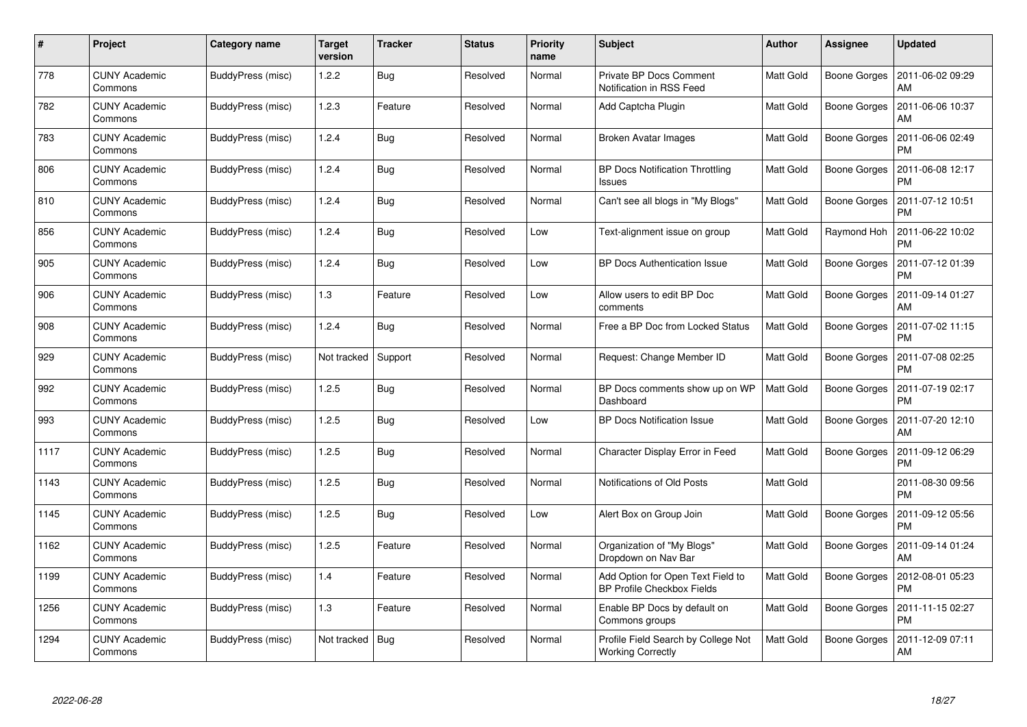| # | Project | Category name | Target version | Tracker | Status | Priority name | Subject | Author | Assignee | Updated |
|---|---|---|---|---|---|---|---|---|---|---|
| 778 | CUNY Academic Commons | BuddyPress (misc) | 1.2.2 | Bug | Resolved | Normal | Private BP Docs Comment Notification in RSS Feed | Matt Gold | Boone Gorges | 2011-06-02 09:29 AM |
| 782 | CUNY Academic Commons | BuddyPress (misc) | 1.2.3 | Feature | Resolved | Normal | Add Captcha Plugin | Matt Gold | Boone Gorges | 2011-06-06 10:37 AM |
| 783 | CUNY Academic Commons | BuddyPress (misc) | 1.2.4 | Bug | Resolved | Normal | Broken Avatar Images | Matt Gold | Boone Gorges | 2011-06-06 02:49 PM |
| 806 | CUNY Academic Commons | BuddyPress (misc) | 1.2.4 | Bug | Resolved | Normal | BP Docs Notification Throttling Issues | Matt Gold | Boone Gorges | 2011-06-08 12:17 PM |
| 810 | CUNY Academic Commons | BuddyPress (misc) | 1.2.4 | Bug | Resolved | Normal | Can't see all blogs in "My Blogs" | Matt Gold | Boone Gorges | 2011-07-12 10:51 PM |
| 856 | CUNY Academic Commons | BuddyPress (misc) | 1.2.4 | Bug | Resolved | Low | Text-alignment issue on group | Matt Gold | Raymond Hoh | 2011-06-22 10:02 PM |
| 905 | CUNY Academic Commons | BuddyPress (misc) | 1.2.4 | Bug | Resolved | Low | BP Docs Authentication Issue | Matt Gold | Boone Gorges | 2011-07-12 01:39 PM |
| 906 | CUNY Academic Commons | BuddyPress (misc) | 1.3 | Feature | Resolved | Low | Allow users to edit BP Doc comments | Matt Gold | Boone Gorges | 2011-09-14 01:27 AM |
| 908 | CUNY Academic Commons | BuddyPress (misc) | 1.2.4 | Bug | Resolved | Normal | Free a BP Doc from Locked Status | Matt Gold | Boone Gorges | 2011-07-02 11:15 PM |
| 929 | CUNY Academic Commons | BuddyPress (misc) | Not tracked | Support | Resolved | Normal | Request: Change Member ID | Matt Gold | Boone Gorges | 2011-07-08 02:25 PM |
| 992 | CUNY Academic Commons | BuddyPress (misc) | 1.2.5 | Bug | Resolved | Normal | BP Docs comments show up on WP Dashboard | Matt Gold | Boone Gorges | 2011-07-19 02:17 PM |
| 993 | CUNY Academic Commons | BuddyPress (misc) | 1.2.5 | Bug | Resolved | Low | BP Docs Notification Issue | Matt Gold | Boone Gorges | 2011-07-20 12:10 AM |
| 1117 | CUNY Academic Commons | BuddyPress (misc) | 1.2.5 | Bug | Resolved | Normal | Character Display Error in Feed | Matt Gold | Boone Gorges | 2011-09-12 06:29 PM |
| 1143 | CUNY Academic Commons | BuddyPress (misc) | 1.2.5 | Bug | Resolved | Normal | Notifications of Old Posts | Matt Gold | | 2011-08-30 09:56 PM |
| 1145 | CUNY Academic Commons | BuddyPress (misc) | 1.2.5 | Bug | Resolved | Low | Alert Box on Group Join | Matt Gold | Boone Gorges | 2011-09-12 05:56 PM |
| 1162 | CUNY Academic Commons | BuddyPress (misc) | 1.2.5 | Feature | Resolved | Normal | Organization of "My Blogs" Dropdown on Nav Bar | Matt Gold | Boone Gorges | 2011-09-14 01:24 AM |
| 1199 | CUNY Academic Commons | BuddyPress (misc) | 1.4 | Feature | Resolved | Normal | Add Option for Open Text Field to BP Profile Checkbox Fields | Matt Gold | Boone Gorges | 2012-08-01 05:23 PM |
| 1256 | CUNY Academic Commons | BuddyPress (misc) | 1.3 | Feature | Resolved | Normal | Enable BP Docs by default on Commons groups | Matt Gold | Boone Gorges | 2011-11-15 02:27 PM |
| 1294 | CUNY Academic Commons | BuddyPress (misc) | Not tracked | Bug | Resolved | Normal | Profile Field Search by College Not Working Correctly | Matt Gold | Boone Gorges | 2011-12-09 07:11 AM |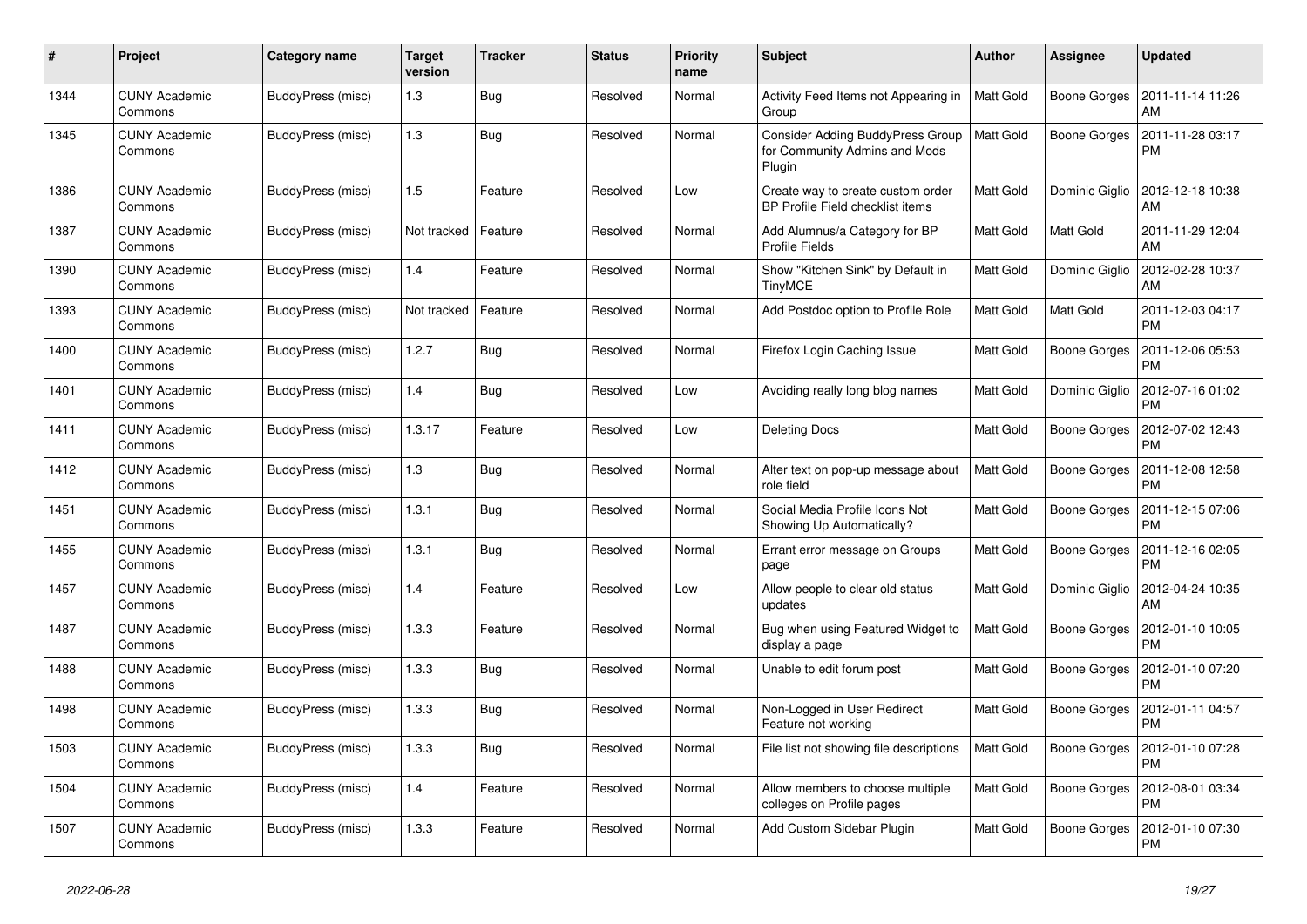| # | Project | Category name | Target version | Tracker | Status | Priority name | Subject | Author | Assignee | Updated |
|---|---|---|---|---|---|---|---|---|---|---|
| 1344 | CUNY Academic Commons | BuddyPress (misc) | 1.3 | Bug | Resolved | Normal | Activity Feed Items not Appearing in Group | Matt Gold | Boone Gorges | 2011-11-14 11:26 AM |
| 1345 | CUNY Academic Commons | BuddyPress (misc) | 1.3 | Bug | Resolved | Normal | Consider Adding BuddyPress Group for Community Admins and Mods Plugin | Matt Gold | Boone Gorges | 2011-11-28 03:17 PM |
| 1386 | CUNY Academic Commons | BuddyPress (misc) | 1.5 | Feature | Resolved | Low | Create way to create custom order BP Profile Field checklist items | Matt Gold | Dominic Giglio | 2012-12-18 10:38 AM |
| 1387 | CUNY Academic Commons | BuddyPress (misc) | Not tracked | Feature | Resolved | Normal | Add Alumnus/a Category for BP Profile Fields | Matt Gold | Matt Gold | 2011-11-29 12:04 AM |
| 1390 | CUNY Academic Commons | BuddyPress (misc) | 1.4 | Feature | Resolved | Normal | Show "Kitchen Sink" by Default in TinyMCE | Matt Gold | Dominic Giglio | 2012-02-28 10:37 AM |
| 1393 | CUNY Academic Commons | BuddyPress (misc) | Not tracked | Feature | Resolved | Normal | Add Postdoc option to Profile Role | Matt Gold | Matt Gold | 2011-12-03 04:17 PM |
| 1400 | CUNY Academic Commons | BuddyPress (misc) | 1.2.7 | Bug | Resolved | Normal | Firefox Login Caching Issue | Matt Gold | Boone Gorges | 2011-12-06 05:53 PM |
| 1401 | CUNY Academic Commons | BuddyPress (misc) | 1.4 | Bug | Resolved | Low | Avoiding really long blog names | Matt Gold | Dominic Giglio | 2012-07-16 01:02 PM |
| 1411 | CUNY Academic Commons | BuddyPress (misc) | 1.3.17 | Feature | Resolved | Low | Deleting Docs | Matt Gold | Boone Gorges | 2012-07-02 12:43 PM |
| 1412 | CUNY Academic Commons | BuddyPress (misc) | 1.3 | Bug | Resolved | Normal | Alter text on pop-up message about role field | Matt Gold | Boone Gorges | 2011-12-08 12:58 PM |
| 1451 | CUNY Academic Commons | BuddyPress (misc) | 1.3.1 | Bug | Resolved | Normal | Social Media Profile Icons Not Showing Up Automatically? | Matt Gold | Boone Gorges | 2011-12-15 07:06 PM |
| 1455 | CUNY Academic Commons | BuddyPress (misc) | 1.3.1 | Bug | Resolved | Normal | Errant error message on Groups page | Matt Gold | Boone Gorges | 2011-12-16 02:05 PM |
| 1457 | CUNY Academic Commons | BuddyPress (misc) | 1.4 | Feature | Resolved | Low | Allow people to clear old status updates | Matt Gold | Dominic Giglio | 2012-04-24 10:35 AM |
| 1487 | CUNY Academic Commons | BuddyPress (misc) | 1.3.3 | Feature | Resolved | Normal | Bug when using Featured Widget to display a page | Matt Gold | Boone Gorges | 2012-01-10 10:05 PM |
| 1488 | CUNY Academic Commons | BuddyPress (misc) | 1.3.3 | Bug | Resolved | Normal | Unable to edit forum post | Matt Gold | Boone Gorges | 2012-01-10 07:20 PM |
| 1498 | CUNY Academic Commons | BuddyPress (misc) | 1.3.3 | Bug | Resolved | Normal | Non-Logged in User Redirect Feature not working | Matt Gold | Boone Gorges | 2012-01-11 04:57 PM |
| 1503 | CUNY Academic Commons | BuddyPress (misc) | 1.3.3 | Bug | Resolved | Normal | File list not showing file descriptions | Matt Gold | Boone Gorges | 2012-01-10 07:28 PM |
| 1504 | CUNY Academic Commons | BuddyPress (misc) | 1.4 | Feature | Resolved | Normal | Allow members to choose multiple colleges on Profile pages | Matt Gold | Boone Gorges | 2012-08-01 03:34 PM |
| 1507 | CUNY Academic Commons | BuddyPress (misc) | 1.3.3 | Feature | Resolved | Normal | Add Custom Sidebar Plugin | Matt Gold | Boone Gorges | 2012-01-10 07:30 PM |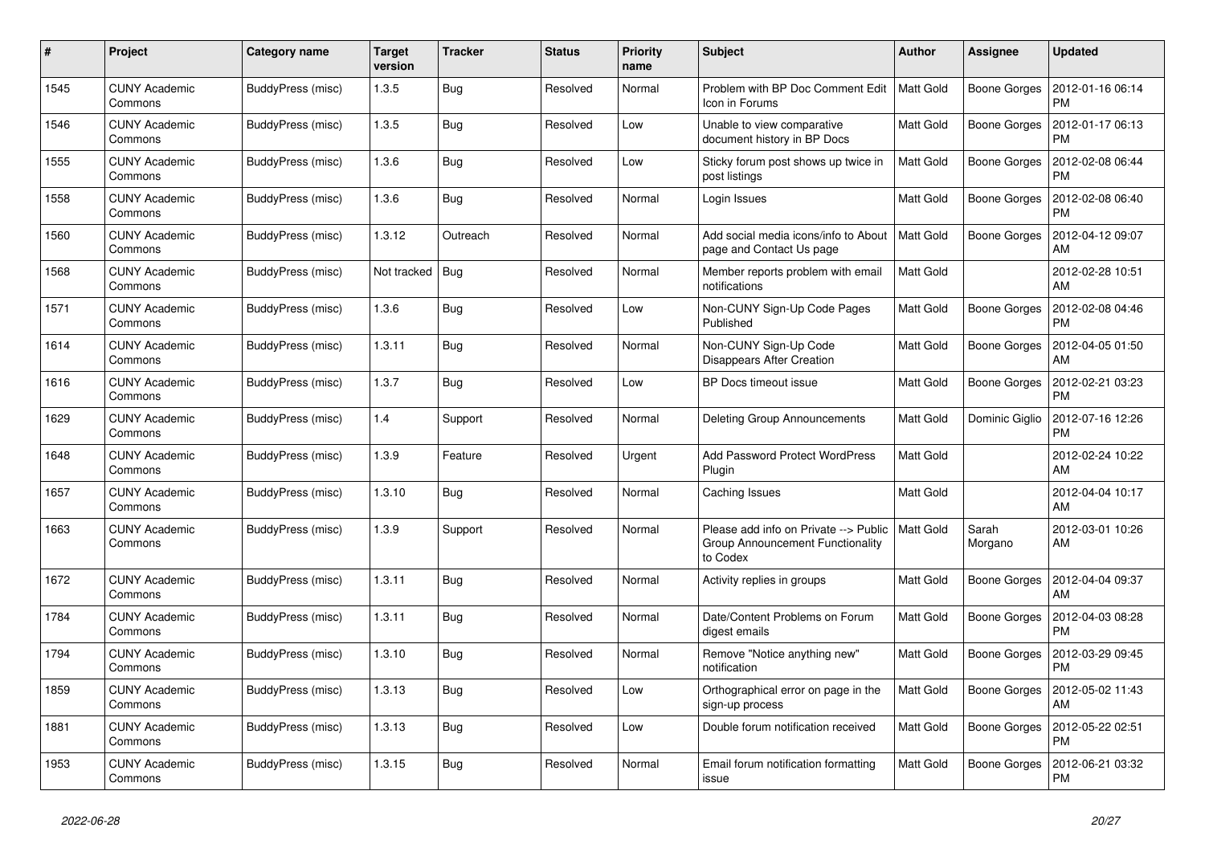| # | Project | Category name | Target version | Tracker | Status | Priority name | Subject | Author | Assignee | Updated |
|---|---|---|---|---|---|---|---|---|---|---|
| 1545 | CUNY Academic Commons | BuddyPress (misc) | 1.3.5 | Bug | Resolved | Normal | Problem with BP Doc Comment Edit Icon in Forums | Matt Gold | Boone Gorges | 2012-01-16 06:14 PM |
| 1546 | CUNY Academic Commons | BuddyPress (misc) | 1.3.5 | Bug | Resolved | Low | Unable to view comparative document history in BP Docs | Matt Gold | Boone Gorges | 2012-01-17 06:13 PM |
| 1555 | CUNY Academic Commons | BuddyPress (misc) | 1.3.6 | Bug | Resolved | Low | Sticky forum post shows up twice in post listings | Matt Gold | Boone Gorges | 2012-02-08 06:44 PM |
| 1558 | CUNY Academic Commons | BuddyPress (misc) | 1.3.6 | Bug | Resolved | Normal | Login Issues | Matt Gold | Boone Gorges | 2012-02-08 06:40 PM |
| 1560 | CUNY Academic Commons | BuddyPress (misc) | 1.3.12 | Outreach | Resolved | Normal | Add social media icons/info to About page and Contact Us page | Matt Gold | Boone Gorges | 2012-04-12 09:07 AM |
| 1568 | CUNY Academic Commons | BuddyPress (misc) | Not tracked | Bug | Resolved | Normal | Member reports problem with email notifications | Matt Gold | | 2012-02-28 10:51 AM |
| 1571 | CUNY Academic Commons | BuddyPress (misc) | 1.3.6 | Bug | Resolved | Low | Non-CUNY Sign-Up Code Pages Published | Matt Gold | Boone Gorges | 2012-02-08 04:46 PM |
| 1614 | CUNY Academic Commons | BuddyPress (misc) | 1.3.11 | Bug | Resolved | Normal | Non-CUNY Sign-Up Code Disappears After Creation | Matt Gold | Boone Gorges | 2012-04-05 01:50 AM |
| 1616 | CUNY Academic Commons | BuddyPress (misc) | 1.3.7 | Bug | Resolved | Low | BP Docs timeout issue | Matt Gold | Boone Gorges | 2012-02-21 03:23 PM |
| 1629 | CUNY Academic Commons | BuddyPress (misc) | 1.4 | Support | Resolved | Normal | Deleting Group Announcements | Matt Gold | Dominic Giglio | 2012-07-16 12:26 PM |
| 1648 | CUNY Academic Commons | BuddyPress (misc) | 1.3.9 | Feature | Resolved | Urgent | Add Password Protect WordPress Plugin | Matt Gold | | 2012-02-24 10:22 AM |
| 1657 | CUNY Academic Commons | BuddyPress (misc) | 1.3.10 | Bug | Resolved | Normal | Caching Issues | Matt Gold | | 2012-04-04 10:17 AM |
| 1663 | CUNY Academic Commons | BuddyPress (misc) | 1.3.9 | Support | Resolved | Normal | Please add info on Private --> Public Group Announcement Functionality to Codex | Matt Gold | Sarah Morgano | 2012-03-01 10:26 AM |
| 1672 | CUNY Academic Commons | BuddyPress (misc) | 1.3.11 | Bug | Resolved | Normal | Activity replies in groups | Matt Gold | Boone Gorges | 2012-04-04 09:37 AM |
| 1784 | CUNY Academic Commons | BuddyPress (misc) | 1.3.11 | Bug | Resolved | Normal | Date/Content Problems on Forum digest emails | Matt Gold | Boone Gorges | 2012-04-03 08:28 PM |
| 1794 | CUNY Academic Commons | BuddyPress (misc) | 1.3.10 | Bug | Resolved | Normal | Remove "Notice anything new" notification | Matt Gold | Boone Gorges | 2012-03-29 09:45 PM |
| 1859 | CUNY Academic Commons | BuddyPress (misc) | 1.3.13 | Bug | Resolved | Low | Orthographical error on page in the sign-up process | Matt Gold | Boone Gorges | 2012-05-02 11:43 AM |
| 1881 | CUNY Academic Commons | BuddyPress (misc) | 1.3.13 | Bug | Resolved | Low | Double forum notification received | Matt Gold | Boone Gorges | 2012-05-22 02:51 PM |
| 1953 | CUNY Academic Commons | BuddyPress (misc) | 1.3.15 | Bug | Resolved | Normal | Email forum notification formatting issue | Matt Gold | Boone Gorges | 2012-06-21 03:32 PM |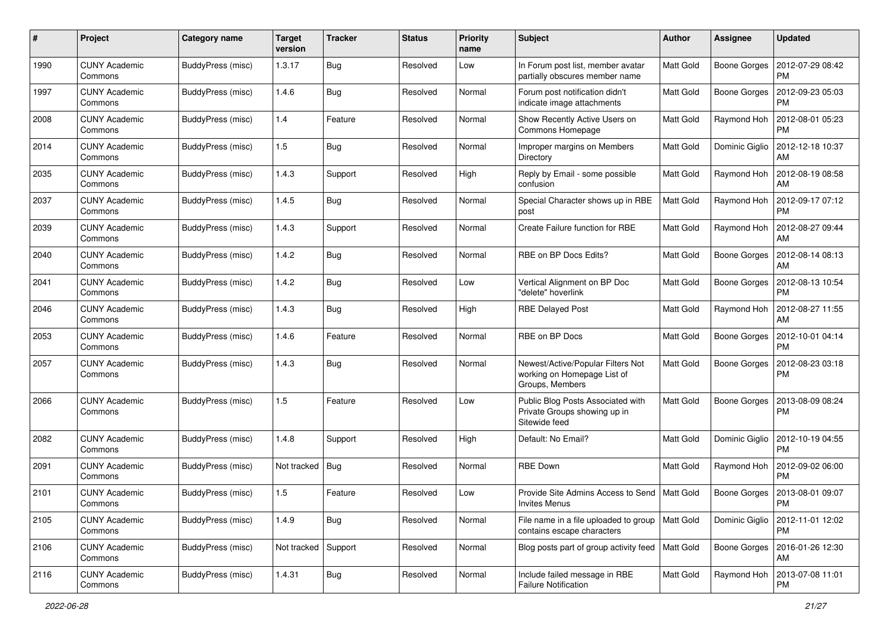| # | Project | Category name | Target version | Tracker | Status | Priority name | Subject | Author | Assignee | Updated |
|---|---|---|---|---|---|---|---|---|---|---|
| 1990 | CUNY Academic Commons | BuddyPress (misc) | 1.3.17 | Bug | Resolved | Low | In Forum post list, member avatar partially obscures member name | Matt Gold | Boone Gorges | 2012-07-29 08:42 PM |
| 1997 | CUNY Academic Commons | BuddyPress (misc) | 1.4.6 | Bug | Resolved | Normal | Forum post notification didn't indicate image attachments | Matt Gold | Boone Gorges | 2012-09-23 05:03 PM |
| 2008 | CUNY Academic Commons | BuddyPress (misc) | 1.4 | Feature | Resolved | Normal | Show Recently Active Users on Commons Homepage | Matt Gold | Raymond Hoh | 2012-08-01 05:23 PM |
| 2014 | CUNY Academic Commons | BuddyPress (misc) | 1.5 | Bug | Resolved | Normal | Improper margins on Members Directory | Matt Gold | Dominic Giglio | 2012-12-18 10:37 AM |
| 2035 | CUNY Academic Commons | BuddyPress (misc) | 1.4.3 | Support | Resolved | High | Reply by Email - some possible confusion | Matt Gold | Raymond Hoh | 2012-08-19 08:58 AM |
| 2037 | CUNY Academic Commons | BuddyPress (misc) | 1.4.5 | Bug | Resolved | Normal | Special Character shows up in RBE post | Matt Gold | Raymond Hoh | 2012-09-17 07:12 PM |
| 2039 | CUNY Academic Commons | BuddyPress (misc) | 1.4.3 | Support | Resolved | Normal | Create Failure function for RBE | Matt Gold | Raymond Hoh | 2012-08-27 09:44 AM |
| 2040 | CUNY Academic Commons | BuddyPress (misc) | 1.4.2 | Bug | Resolved | Normal | RBE on BP Docs Edits? | Matt Gold | Boone Gorges | 2012-08-14 08:13 AM |
| 2041 | CUNY Academic Commons | BuddyPress (misc) | 1.4.2 | Bug | Resolved | Low | Vertical Alignment on BP Doc "delete" hoverlink | Matt Gold | Boone Gorges | 2012-08-13 10:54 PM |
| 2046 | CUNY Academic Commons | BuddyPress (misc) | 1.4.3 | Bug | Resolved | High | RBE Delayed Post | Matt Gold | Raymond Hoh | 2012-08-27 11:55 AM |
| 2053 | CUNY Academic Commons | BuddyPress (misc) | 1.4.6 | Feature | Resolved | Normal | RBE on BP Docs | Matt Gold | Boone Gorges | 2012-10-01 04:14 PM |
| 2057 | CUNY Academic Commons | BuddyPress (misc) | 1.4.3 | Bug | Resolved | Normal | Newest/Active/Popular Filters Not working on Homepage List of Groups, Members | Matt Gold | Boone Gorges | 2012-08-23 03:18 PM |
| 2066 | CUNY Academic Commons | BuddyPress (misc) | 1.5 | Feature | Resolved | Low | Public Blog Posts Associated with Private Groups showing up in Sitewide feed | Matt Gold | Boone Gorges | 2013-08-09 08:24 PM |
| 2082 | CUNY Academic Commons | BuddyPress (misc) | 1.4.8 | Support | Resolved | High | Default: No Email? | Matt Gold | Dominic Giglio | 2012-10-19 04:55 PM |
| 2091 | CUNY Academic Commons | BuddyPress (misc) | Not tracked | Bug | Resolved | Normal | RBE Down | Matt Gold | Raymond Hoh | 2012-09-02 06:00 PM |
| 2101 | CUNY Academic Commons | BuddyPress (misc) | 1.5 | Feature | Resolved | Low | Provide Site Admins Access to Send Invites Menus | Matt Gold | Boone Gorges | 2013-08-01 09:07 PM |
| 2105 | CUNY Academic Commons | BuddyPress (misc) | 1.4.9 | Bug | Resolved | Normal | File name in a file uploaded to group contains escape characters | Matt Gold | Dominic Giglio | 2012-11-01 12:02 PM |
| 2106 | CUNY Academic Commons | BuddyPress (misc) | Not tracked | Support | Resolved | Normal | Blog posts part of group activity feed | Matt Gold | Boone Gorges | 2016-01-26 12:30 AM |
| 2116 | CUNY Academic Commons | BuddyPress (misc) | 1.4.31 | Bug | Resolved | Normal | Include failed message in RBE Failure Notification | Matt Gold | Raymond Hoh | 2013-07-08 11:01 PM |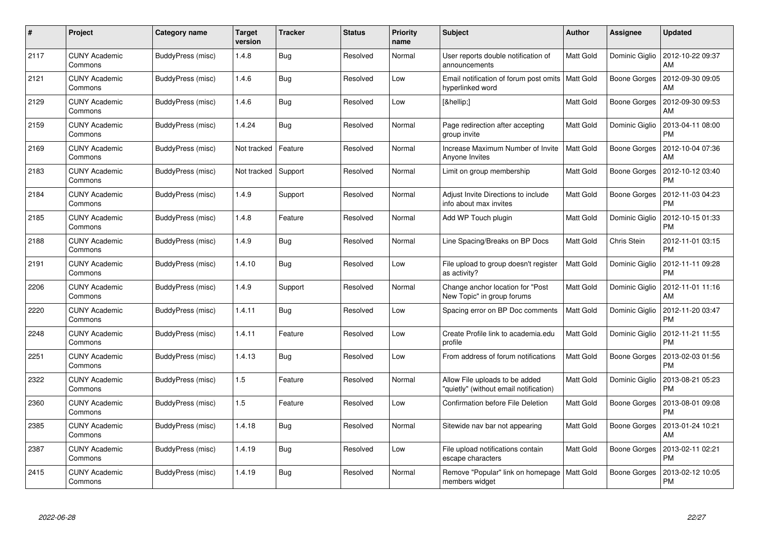| # | Project | Category name | Target version | Tracker | Status | Priority name | Subject | Author | Assignee | Updated |
|---|---|---|---|---|---|---|---|---|---|---|
| 2117 | CUNY Academic Commons | BuddyPress (misc) | 1.4.8 | Bug | Resolved | Normal | User reports double notification of announcements | Matt Gold | Dominic Giglio | 2012-10-22 09:37 AM |
| 2121 | CUNY Academic Commons | BuddyPress (misc) | 1.4.6 | Bug | Resolved | Low | Email notification of forum post omits hyperlinked word | Matt Gold | Boone Gorges | 2012-09-30 09:05 AM |
| 2129 | CUNY Academic Commons | BuddyPress (misc) | 1.4.6 | Bug | Resolved | Low | [&hellip;] | Matt Gold | Boone Gorges | 2012-09-30 09:53 AM |
| 2159 | CUNY Academic Commons | BuddyPress (misc) | 1.4.24 | Bug | Resolved | Normal | Page redirection after accepting group invite | Matt Gold | Dominic Giglio | 2013-04-11 08:00 PM |
| 2169 | CUNY Academic Commons | BuddyPress (misc) | Not tracked | Feature | Resolved | Normal | Increase Maximum Number of Invite Anyone Invites | Matt Gold | Boone Gorges | 2012-10-04 07:36 AM |
| 2183 | CUNY Academic Commons | BuddyPress (misc) | Not tracked | Support | Resolved | Normal | Limit on group membership | Matt Gold | Boone Gorges | 2012-10-12 03:40 PM |
| 2184 | CUNY Academic Commons | BuddyPress (misc) | 1.4.9 | Support | Resolved | Normal | Adjust Invite Directions to include info about max invites | Matt Gold | Boone Gorges | 2012-11-03 04:23 PM |
| 2185 | CUNY Academic Commons | BuddyPress (misc) | 1.4.8 | Feature | Resolved | Normal | Add WP Touch plugin | Matt Gold | Dominic Giglio | 2012-10-15 01:33 PM |
| 2188 | CUNY Academic Commons | BuddyPress (misc) | 1.4.9 | Bug | Resolved | Normal | Line Spacing/Breaks on BP Docs | Matt Gold | Chris Stein | 2012-11-01 03:15 PM |
| 2191 | CUNY Academic Commons | BuddyPress (misc) | 1.4.10 | Bug | Resolved | Low | File upload to group doesn't register as activity? | Matt Gold | Dominic Giglio | 2012-11-11 09:28 PM |
| 2206 | CUNY Academic Commons | BuddyPress (misc) | 1.4.9 | Support | Resolved | Normal | Change anchor location for "Post New Topic" in group forums | Matt Gold | Dominic Giglio | 2012-11-01 11:16 AM |
| 2220 | CUNY Academic Commons | BuddyPress (misc) | 1.4.11 | Bug | Resolved | Low | Spacing error on BP Doc comments | Matt Gold | Dominic Giglio | 2012-11-20 03:47 PM |
| 2248 | CUNY Academic Commons | BuddyPress (misc) | 1.4.11 | Feature | Resolved | Low | Create Profile link to academia.edu profile | Matt Gold | Dominic Giglio | 2012-11-21 11:55 PM |
| 2251 | CUNY Academic Commons | BuddyPress (misc) | 1.4.13 | Bug | Resolved | Low | From address of forum notifications | Matt Gold | Boone Gorges | 2013-02-03 01:56 PM |
| 2322 | CUNY Academic Commons | BuddyPress (misc) | 1.5 | Feature | Resolved | Normal | Allow File uploads to be added "quietly" (without email notification) | Matt Gold | Dominic Giglio | 2013-08-21 05:23 PM |
| 2360 | CUNY Academic Commons | BuddyPress (misc) | 1.5 | Feature | Resolved | Low | Confirmation before File Deletion | Matt Gold | Boone Gorges | 2013-08-01 09:08 PM |
| 2385 | CUNY Academic Commons | BuddyPress (misc) | 1.4.18 | Bug | Resolved | Normal | Sitewide nav bar not appearing | Matt Gold | Boone Gorges | 2013-01-24 10:21 AM |
| 2387 | CUNY Academic Commons | BuddyPress (misc) | 1.4.19 | Bug | Resolved | Low | File upload notifications contain escape characters | Matt Gold | Boone Gorges | 2013-02-11 02:21 PM |
| 2415 | CUNY Academic Commons | BuddyPress (misc) | 1.4.19 | Bug | Resolved | Normal | Remove "Popular" link on homepage members widget | Matt Gold | Boone Gorges | 2013-02-12 10:05 PM |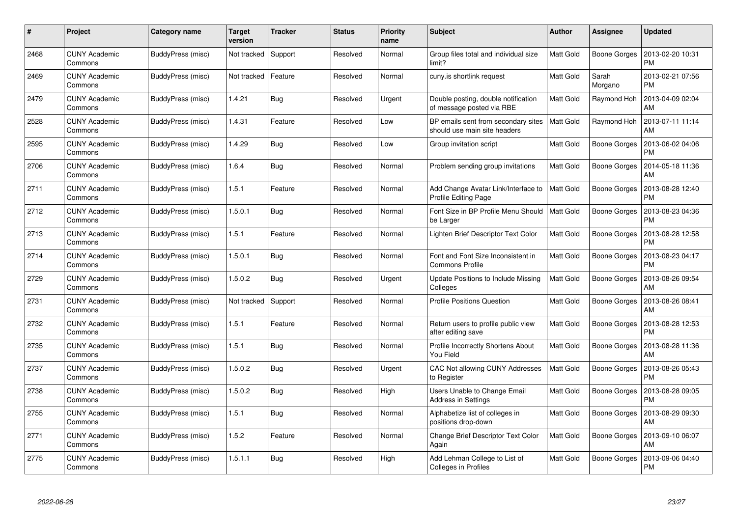| # | Project | Category name | Target version | Tracker | Status | Priority name | Subject | Author | Assignee | Updated |
|---|---|---|---|---|---|---|---|---|---|---|
| 2468 | CUNY Academic Commons | BuddyPress (misc) | Not tracked | Support | Resolved | Normal | Group files total and individual size limit? | Matt Gold | Boone Gorges | 2013-02-20 10:31 PM |
| 2469 | CUNY Academic Commons | BuddyPress (misc) | Not tracked | Feature | Resolved | Normal | cuny.is shortlink request | Matt Gold | Sarah Morgano | 2013-02-21 07:56 PM |
| 2479 | CUNY Academic Commons | BuddyPress (misc) | 1.4.21 | Bug | Resolved | Urgent | Double posting, double notification of message posted via RBE | Matt Gold | Raymond Hoh | 2013-04-09 02:04 AM |
| 2528 | CUNY Academic Commons | BuddyPress (misc) | 1.4.31 | Feature | Resolved | Low | BP emails sent from secondary sites should use main site headers | Matt Gold | Raymond Hoh | 2013-07-11 11:14 AM |
| 2595 | CUNY Academic Commons | BuddyPress (misc) | 1.4.29 | Bug | Resolved | Low | Group invitation script | Matt Gold | Boone Gorges | 2013-06-02 04:06 PM |
| 2706 | CUNY Academic Commons | BuddyPress (misc) | 1.6.4 | Bug | Resolved | Normal | Problem sending group invitations | Matt Gold | Boone Gorges | 2014-05-18 11:36 AM |
| 2711 | CUNY Academic Commons | BuddyPress (misc) | 1.5.1 | Feature | Resolved | Normal | Add Change Avatar Link/Interface to Profile Editing Page | Matt Gold | Boone Gorges | 2013-08-28 12:40 PM |
| 2712 | CUNY Academic Commons | BuddyPress (misc) | 1.5.0.1 | Bug | Resolved | Normal | Font Size in BP Profile Menu Should be Larger | Matt Gold | Boone Gorges | 2013-08-23 04:36 PM |
| 2713 | CUNY Academic Commons | BuddyPress (misc) | 1.5.1 | Feature | Resolved | Normal | Lighten Brief Descriptor Text Color | Matt Gold | Boone Gorges | 2013-08-28 12:58 PM |
| 2714 | CUNY Academic Commons | BuddyPress (misc) | 1.5.0.1 | Bug | Resolved | Normal | Font and Font Size Inconsistent in Commons Profile | Matt Gold | Boone Gorges | 2013-08-23 04:17 PM |
| 2729 | CUNY Academic Commons | BuddyPress (misc) | 1.5.0.2 | Bug | Resolved | Urgent | Update Positions to Include Missing Colleges | Matt Gold | Boone Gorges | 2013-08-26 09:54 AM |
| 2731 | CUNY Academic Commons | BuddyPress (misc) | Not tracked | Support | Resolved | Normal | Profile Positions Question | Matt Gold | Boone Gorges | 2013-08-26 08:41 AM |
| 2732 | CUNY Academic Commons | BuddyPress (misc) | 1.5.1 | Feature | Resolved | Normal | Return users to profile public view after editing save | Matt Gold | Boone Gorges | 2013-08-28 12:53 PM |
| 2735 | CUNY Academic Commons | BuddyPress (misc) | 1.5.1 | Bug | Resolved | Normal | Profile Incorrectly Shortens About You Field | Matt Gold | Boone Gorges | 2013-08-28 11:36 AM |
| 2737 | CUNY Academic Commons | BuddyPress (misc) | 1.5.0.2 | Bug | Resolved | Urgent | CAC Not allowing CUNY Addresses to Register | Matt Gold | Boone Gorges | 2013-08-26 05:43 PM |
| 2738 | CUNY Academic Commons | BuddyPress (misc) | 1.5.0.2 | Bug | Resolved | High | Users Unable to Change Email Address in Settings | Matt Gold | Boone Gorges | 2013-08-28 09:05 PM |
| 2755 | CUNY Academic Commons | BuddyPress (misc) | 1.5.1 | Bug | Resolved | Normal | Alphabetize list of colleges in positions drop-down | Matt Gold | Boone Gorges | 2013-08-29 09:30 AM |
| 2771 | CUNY Academic Commons | BuddyPress (misc) | 1.5.2 | Feature | Resolved | Normal | Change Brief Descriptor Text Color Again | Matt Gold | Boone Gorges | 2013-09-10 06:07 AM |
| 2775 | CUNY Academic Commons | BuddyPress (misc) | 1.5.1.1 | Bug | Resolved | High | Add Lehman College to List of Colleges in Profiles | Matt Gold | Boone Gorges | 2013-09-06 04:40 PM |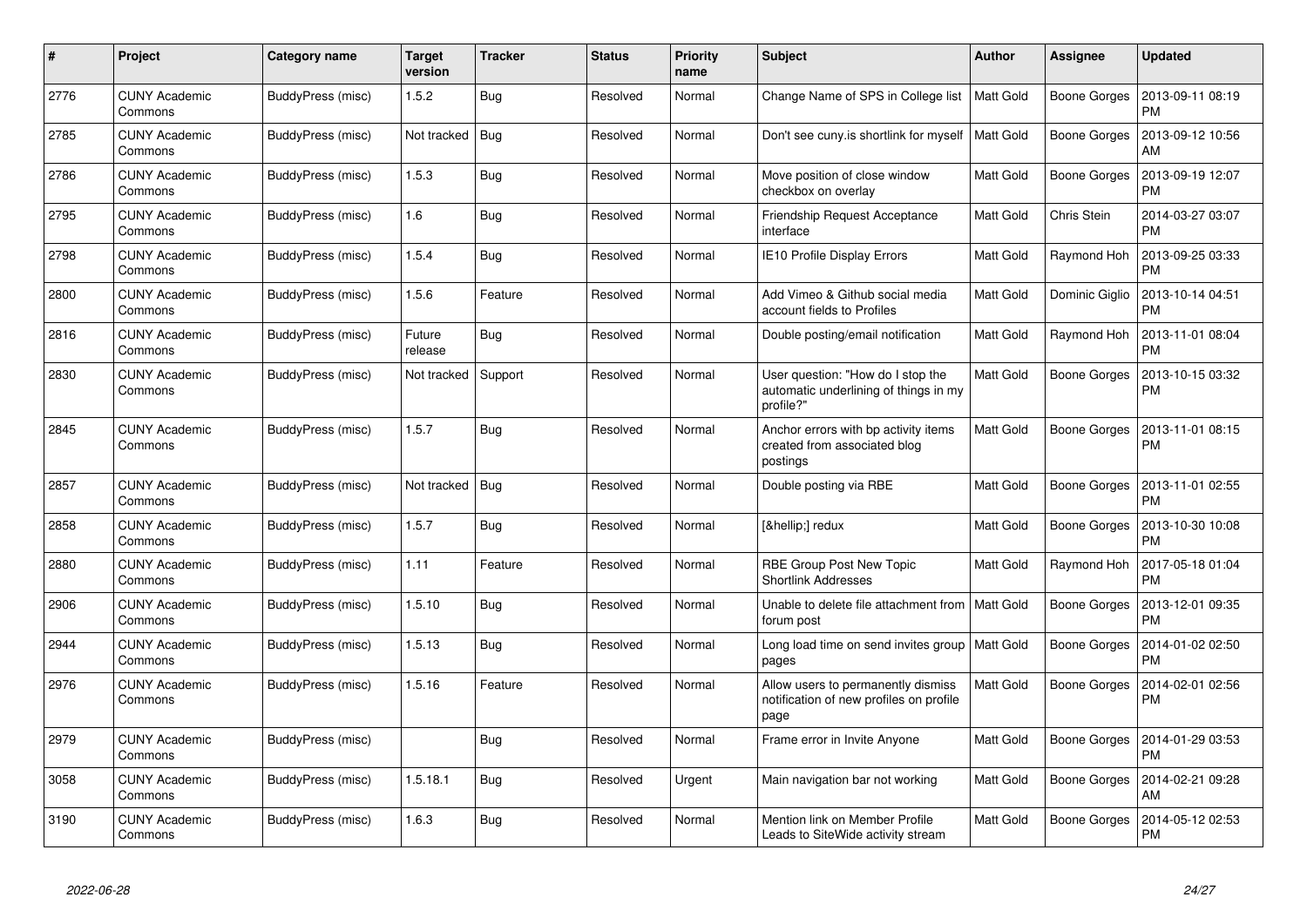| # | Project | Category name | Target version | Tracker | Status | Priority name | Subject | Author | Assignee | Updated |
|---|---|---|---|---|---|---|---|---|---|---|
| 2776 | CUNY Academic Commons | BuddyPress (misc) | 1.5.2 | Bug | Resolved | Normal | Change Name of SPS in College list | Matt Gold | Boone Gorges | 2013-09-11 08:19 PM |
| 2785 | CUNY Academic Commons | BuddyPress (misc) | Not tracked | Bug | Resolved | Normal | Don't see cuny.is shortlink for myself | Matt Gold | Boone Gorges | 2013-09-12 10:56 AM |
| 2786 | CUNY Academic Commons | BuddyPress (misc) | 1.5.3 | Bug | Resolved | Normal | Move position of close window checkbox on overlay | Matt Gold | Boone Gorges | 2013-09-19 12:07 PM |
| 2795 | CUNY Academic Commons | BuddyPress (misc) | 1.6 | Bug | Resolved | Normal | Friendship Request Acceptance interface | Matt Gold | Chris Stein | 2014-03-27 03:07 PM |
| 2798 | CUNY Academic Commons | BuddyPress (misc) | 1.5.4 | Bug | Resolved | Normal | IE10 Profile Display Errors | Matt Gold | Raymond Hoh | 2013-09-25 03:33 PM |
| 2800 | CUNY Academic Commons | BuddyPress (misc) | 1.5.6 | Feature | Resolved | Normal | Add Vimeo & Github social media account fields to Profiles | Matt Gold | Dominic Giglio | 2013-10-14 04:51 PM |
| 2816 | CUNY Academic Commons | BuddyPress (misc) | Future release | Bug | Resolved | Normal | Double posting/email notification | Matt Gold | Raymond Hoh | 2013-11-01 08:04 PM |
| 2830 | CUNY Academic Commons | BuddyPress (misc) | Not tracked | Support | Resolved | Normal | User question: "How do I stop the automatic underlining of things in my profile?" | Matt Gold | Boone Gorges | 2013-10-15 03:32 PM |
| 2845 | CUNY Academic Commons | BuddyPress (misc) | 1.5.7 | Bug | Resolved | Normal | Anchor errors with bp activity items created from associated blog postings | Matt Gold | Boone Gorges | 2013-11-01 08:15 PM |
| 2857 | CUNY Academic Commons | BuddyPress (misc) | Not tracked | Bug | Resolved | Normal | Double posting via RBE | Matt Gold | Boone Gorges | 2013-11-01 02:55 PM |
| 2858 | CUNY Academic Commons | BuddyPress (misc) | 1.5.7 | Bug | Resolved | Normal | [&hellip;] redux | Matt Gold | Boone Gorges | 2013-10-30 10:08 PM |
| 2880 | CUNY Academic Commons | BuddyPress (misc) | 1.11 | Feature | Resolved | Normal | RBE Group Post New Topic Shortlink Addresses | Matt Gold | Raymond Hoh | 2017-05-18 01:04 PM |
| 2906 | CUNY Academic Commons | BuddyPress (misc) | 1.5.10 | Bug | Resolved | Normal | Unable to delete file attachment from forum post | Matt Gold | Boone Gorges | 2013-12-01 09:35 PM |
| 2944 | CUNY Academic Commons | BuddyPress (misc) | 1.5.13 | Bug | Resolved | Normal | Long load time on send invites group pages | Matt Gold | Boone Gorges | 2014-01-02 02:50 PM |
| 2976 | CUNY Academic Commons | BuddyPress (misc) | 1.5.16 | Feature | Resolved | Normal | Allow users to permanently dismiss notification of new profiles on profile page | Matt Gold | Boone Gorges | 2014-02-01 02:56 PM |
| 2979 | CUNY Academic Commons | BuddyPress (misc) | | Bug | Resolved | Normal | Frame error in Invite Anyone | Matt Gold | Boone Gorges | 2014-01-29 03:53 PM |
| 3058 | CUNY Academic Commons | BuddyPress (misc) | 1.5.18.1 | Bug | Resolved | Urgent | Main navigation bar not working | Matt Gold | Boone Gorges | 2014-02-21 09:28 AM |
| 3190 | CUNY Academic Commons | BuddyPress (misc) | 1.6.3 | Bug | Resolved | Normal | Mention link on Member Profile Leads to SiteWide activity stream | Matt Gold | Boone Gorges | 2014-05-12 02:53 PM |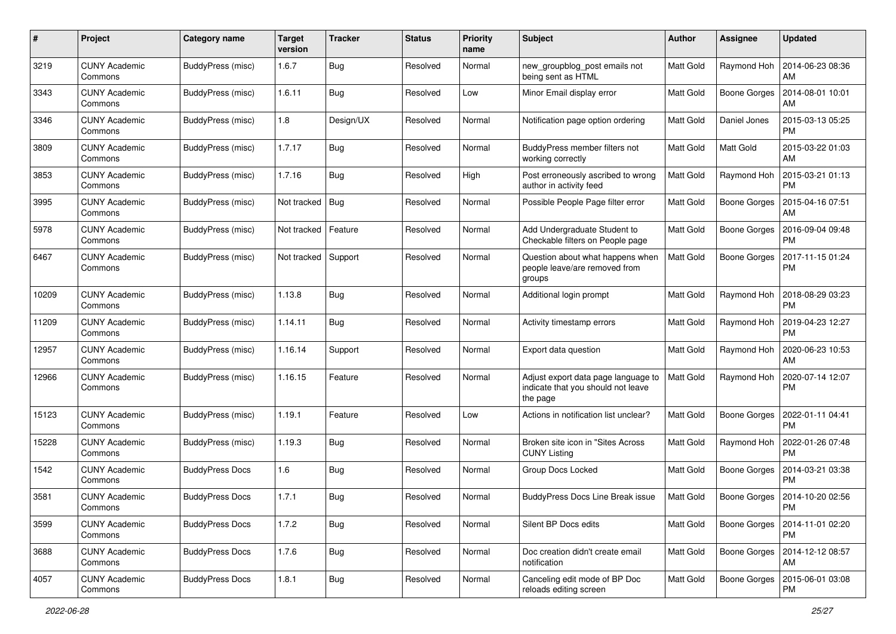| # | Project | Category name | Target version | Tracker | Status | Priority name | Subject | Author | Assignee | Updated |
|---|---|---|---|---|---|---|---|---|---|---|
| 3219 | CUNY Academic Commons | BuddyPress (misc) | 1.6.7 | Bug | Resolved | Normal | new_groupblog_post emails not being sent as HTML | Matt Gold | Raymond Hoh | 2014-06-23 08:36 AM |
| 3343 | CUNY Academic Commons | BuddyPress (misc) | 1.6.11 | Bug | Resolved | Low | Minor Email display error | Matt Gold | Boone Gorges | 2014-08-01 10:01 AM |
| 3346 | CUNY Academic Commons | BuddyPress (misc) | 1.8 | Design/UX | Resolved | Normal | Notification page option ordering | Matt Gold | Daniel Jones | 2015-03-13 05:25 PM |
| 3809 | CUNY Academic Commons | BuddyPress (misc) | 1.7.17 | Bug | Resolved | Normal | BuddyPress member filters not working correctly | Matt Gold | Matt Gold | 2015-03-22 01:03 AM |
| 3853 | CUNY Academic Commons | BuddyPress (misc) | 1.7.16 | Bug | Resolved | High | Post erroneously ascribed to wrong author in activity feed | Matt Gold | Raymond Hoh | 2015-03-21 01:13 PM |
| 3995 | CUNY Academic Commons | BuddyPress (misc) | Not tracked | Bug | Resolved | Normal | Possible People Page filter error | Matt Gold | Boone Gorges | 2015-04-16 07:51 AM |
| 5978 | CUNY Academic Commons | BuddyPress (misc) | Not tracked | Feature | Resolved | Normal | Add Undergraduate Student to Checkable filters on People page | Matt Gold | Boone Gorges | 2016-09-04 09:48 PM |
| 6467 | CUNY Academic Commons | BuddyPress (misc) | Not tracked | Support | Resolved | Normal | Question about what happens when people leave/are removed from groups | Matt Gold | Boone Gorges | 2017-11-15 01:24 PM |
| 10209 | CUNY Academic Commons | BuddyPress (misc) | 1.13.8 | Bug | Resolved | Normal | Additional login prompt | Matt Gold | Raymond Hoh | 2018-08-29 03:23 PM |
| 11209 | CUNY Academic Commons | BuddyPress (misc) | 1.14.11 | Bug | Resolved | Normal | Activity timestamp errors | Matt Gold | Raymond Hoh | 2019-04-23 12:27 PM |
| 12957 | CUNY Academic Commons | BuddyPress (misc) | 1.16.14 | Support | Resolved | Normal | Export data question | Matt Gold | Raymond Hoh | 2020-06-23 10:53 AM |
| 12966 | CUNY Academic Commons | BuddyPress (misc) | 1.16.15 | Feature | Resolved | Normal | Adjust export data page language to indicate that you should not leave the page | Matt Gold | Raymond Hoh | 2020-07-14 12:07 PM |
| 15123 | CUNY Academic Commons | BuddyPress (misc) | 1.19.1 | Feature | Resolved | Low | Actions in notification list unclear? | Matt Gold | Boone Gorges | 2022-01-11 04:41 PM |
| 15228 | CUNY Academic Commons | BuddyPress (misc) | 1.19.3 | Bug | Resolved | Normal | Broken site icon in "Sites Across CUNY Listing | Matt Gold | Raymond Hoh | 2022-01-26 07:48 PM |
| 1542 | CUNY Academic Commons | BuddyPress Docs | 1.6 | Bug | Resolved | Normal | Group Docs Locked | Matt Gold | Boone Gorges | 2014-03-21 03:38 PM |
| 3581 | CUNY Academic Commons | BuddyPress Docs | 1.7.1 | Bug | Resolved | Normal | BuddyPress Docs Line Break issue | Matt Gold | Boone Gorges | 2014-10-20 02:56 PM |
| 3599 | CUNY Academic Commons | BuddyPress Docs | 1.7.2 | Bug | Resolved | Normal | Silent BP Docs edits | Matt Gold | Boone Gorges | 2014-11-01 02:20 PM |
| 3688 | CUNY Academic Commons | BuddyPress Docs | 1.7.6 | Bug | Resolved | Normal | Doc creation didn't create email notification | Matt Gold | Boone Gorges | 2014-12-12 08:57 AM |
| 4057 | CUNY Academic Commons | BuddyPress Docs | 1.8.1 | Bug | Resolved | Normal | Canceling edit mode of BP Doc reloads editing screen | Matt Gold | Boone Gorges | 2015-06-01 03:08 PM |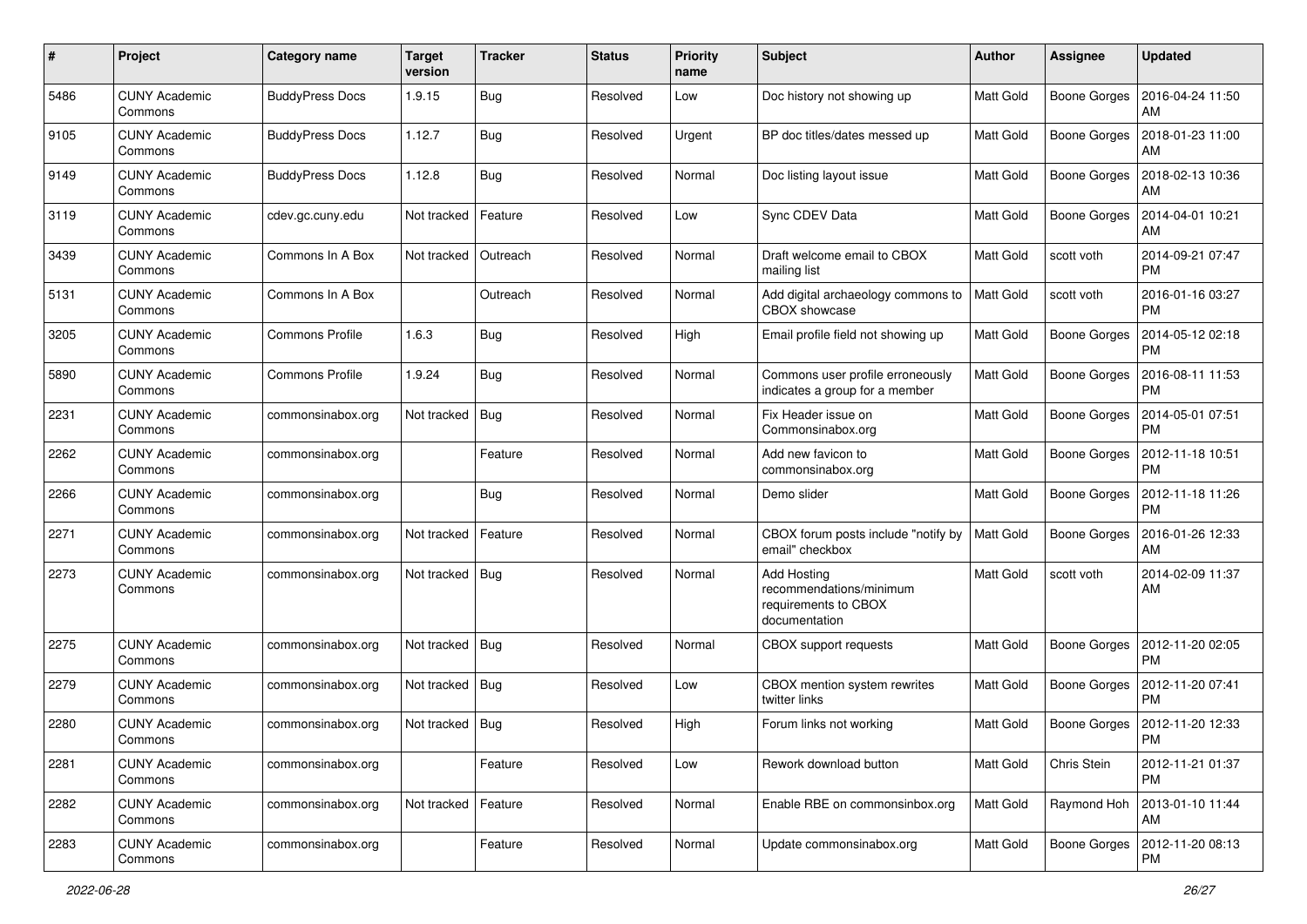| # | Project | Category name | Target version | Tracker | Status | Priority name | Subject | Author | Assignee | Updated |
|---|---|---|---|---|---|---|---|---|---|---|
| 5486 | CUNY Academic Commons | BuddyPress Docs | 1.9.15 | Bug | Resolved | Low | Doc history not showing up | Matt Gold | Boone Gorges | 2016-04-24 11:50 AM |
| 9105 | CUNY Academic Commons | BuddyPress Docs | 1.12.7 | Bug | Resolved | Urgent | BP doc titles/dates messed up | Matt Gold | Boone Gorges | 2018-01-23 11:00 AM |
| 9149 | CUNY Academic Commons | BuddyPress Docs | 1.12.8 | Bug | Resolved | Normal | Doc listing layout issue | Matt Gold | Boone Gorges | 2018-02-13 10:36 AM |
| 3119 | CUNY Academic Commons | cdev.gc.cuny.edu | Not tracked | Feature | Resolved | Low | Sync CDEV Data | Matt Gold | Boone Gorges | 2014-04-01 10:21 AM |
| 3439 | CUNY Academic Commons | Commons In A Box | Not tracked | Outreach | Resolved | Normal | Draft welcome email to CBOX mailing list | Matt Gold | scott voth | 2014-09-21 07:47 PM |
| 5131 | CUNY Academic Commons | Commons In A Box | | Outreach | Resolved | Normal | Add digital archaeology commons to CBOX showcase | Matt Gold | scott voth | 2016-01-16 03:27 PM |
| 3205 | CUNY Academic Commons | Commons Profile | 1.6.3 | Bug | Resolved | High | Email profile field not showing up | Matt Gold | Boone Gorges | 2014-05-12 02:18 PM |
| 5890 | CUNY Academic Commons | Commons Profile | 1.9.24 | Bug | Resolved | Normal | Commons user profile erroneously indicates a group for a member | Matt Gold | Boone Gorges | 2016-08-11 11:53 PM |
| 2231 | CUNY Academic Commons | commonsinabox.org | Not tracked | Bug | Resolved | Normal | Fix Header issue on Commonsinabox.org | Matt Gold | Boone Gorges | 2014-05-01 07:51 PM |
| 2262 | CUNY Academic Commons | commonsinabox.org | | Feature | Resolved | Normal | Add new favicon to commonsinabox.org | Matt Gold | Boone Gorges | 2012-11-18 10:51 PM |
| 2266 | CUNY Academic Commons | commonsinabox.org | | Bug | Resolved | Normal | Demo slider | Matt Gold | Boone Gorges | 2012-11-18 11:26 PM |
| 2271 | CUNY Academic Commons | commonsinabox.org | Not tracked | Feature | Resolved | Normal | CBOX forum posts include "notify by email" checkbox | Matt Gold | Boone Gorges | 2016-01-26 12:33 AM |
| 2273 | CUNY Academic Commons | commonsinabox.org | Not tracked | Bug | Resolved | Normal | Add Hosting recommendations/minimum requirements to CBOX documentation | Matt Gold | scott voth | 2014-02-09 11:37 AM |
| 2275 | CUNY Academic Commons | commonsinabox.org | Not tracked | Bug | Resolved | Normal | CBOX support requests | Matt Gold | Boone Gorges | 2012-11-20 02:05 PM |
| 2279 | CUNY Academic Commons | commonsinabox.org | Not tracked | Bug | Resolved | Low | CBOX mention system rewrites twitter links | Matt Gold | Boone Gorges | 2012-11-20 07:41 PM |
| 2280 | CUNY Academic Commons | commonsinabox.org | Not tracked | Bug | Resolved | High | Forum links not working | Matt Gold | Boone Gorges | 2012-11-20 12:33 PM |
| 2281 | CUNY Academic Commons | commonsinabox.org | | Feature | Resolved | Low | Rework download button | Matt Gold | Chris Stein | 2012-11-21 01:37 PM |
| 2282 | CUNY Academic Commons | commonsinabox.org | Not tracked | Feature | Resolved | Normal | Enable RBE on commonsinbox.org | Matt Gold | Raymond Hoh | 2013-01-10 11:44 AM |
| 2283 | CUNY Academic Commons | commonsinabox.org | | Feature | Resolved | Normal | Update commonsinabox.org | Matt Gold | Boone Gorges | 2012-11-20 08:13 PM |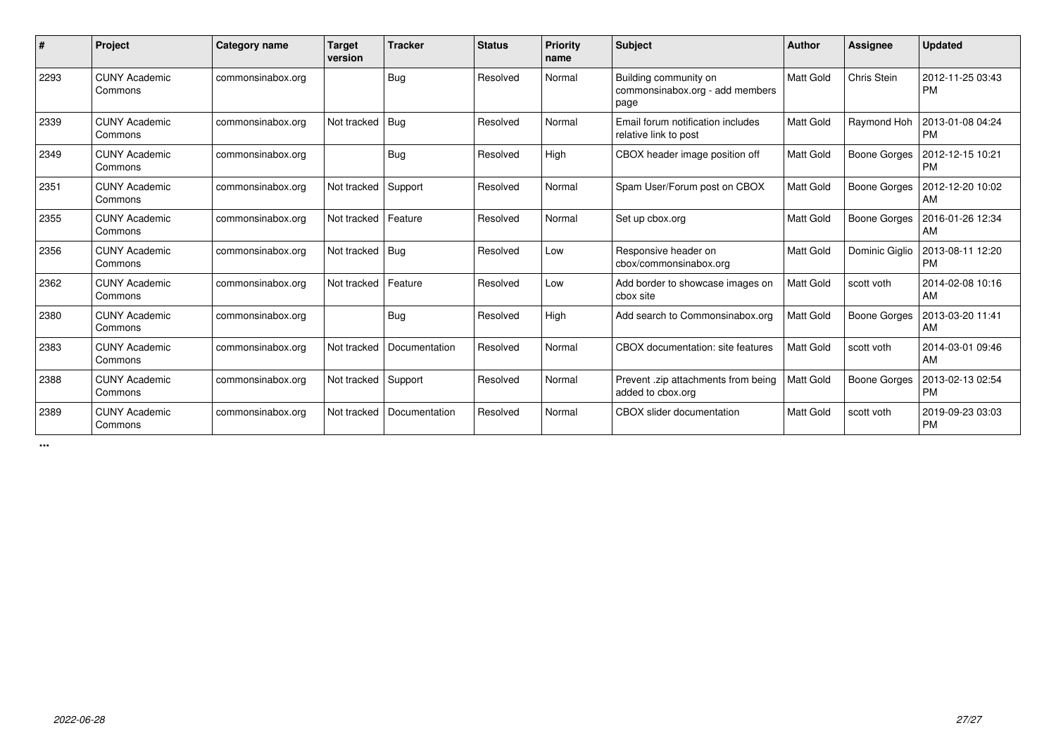| # | Project | Category name | Target version | Tracker | Status | Priority name | Subject | Author | Assignee | Updated |
|---|---|---|---|---|---|---|---|---|---|---|
| 2293 | CUNY Academic Commons | commonsinabox.org | | Bug | Resolved | Normal | Building community on commonsinabox.org - add members page | Matt Gold | Chris Stein | 2012-11-25 03:43 PM |
| 2339 | CUNY Academic Commons | commonsinabox.org | Not tracked | Bug | Resolved | Normal | Email forum notification includes relative link to post | Matt Gold | Raymond Hoh | 2013-01-08 04:24 PM |
| 2349 | CUNY Academic Commons | commonsinabox.org | | Bug | Resolved | High | CBOX header image position off | Matt Gold | Boone Gorges | 2012-12-15 10:21 PM |
| 2351 | CUNY Academic Commons | commonsinabox.org | Not tracked | Support | Resolved | Normal | Spam User/Forum post on CBOX | Matt Gold | Boone Gorges | 2012-12-20 10:02 AM |
| 2355 | CUNY Academic Commons | commonsinabox.org | Not tracked | Feature | Resolved | Normal | Set up cbox.org | Matt Gold | Boone Gorges | 2016-01-26 12:34 AM |
| 2356 | CUNY Academic Commons | commonsinabox.org | Not tracked | Bug | Resolved | Low | Responsive header on cbox/commonsinabox.org | Matt Gold | Dominic Giglio | 2013-08-11 12:20 PM |
| 2362 | CUNY Academic Commons | commonsinabox.org | Not tracked | Feature | Resolved | Low | Add border to showcase images on cbox site | Matt Gold | scott voth | 2014-02-08 10:16 AM |
| 2380 | CUNY Academic Commons | commonsinabox.org | | Bug | Resolved | High | Add search to Commonsinabox.org | Matt Gold | Boone Gorges | 2013-03-20 11:41 AM |
| 2383 | CUNY Academic Commons | commonsinabox.org | Not tracked | Documentation | Resolved | Normal | CBOX documentation: site features | Matt Gold | scott voth | 2014-03-01 09:46 AM |
| 2388 | CUNY Academic Commons | commonsinabox.org | Not tracked | Support | Resolved | Normal | Prevent .zip attachments from being added to cbox.org | Matt Gold | Boone Gorges | 2013-02-13 02:54 PM |
| 2389 | CUNY Academic Commons | commonsinabox.org | Not tracked | Documentation | Resolved | Normal | CBOX slider documentation | Matt Gold | scott voth | 2019-09-23 03:03 PM |

...